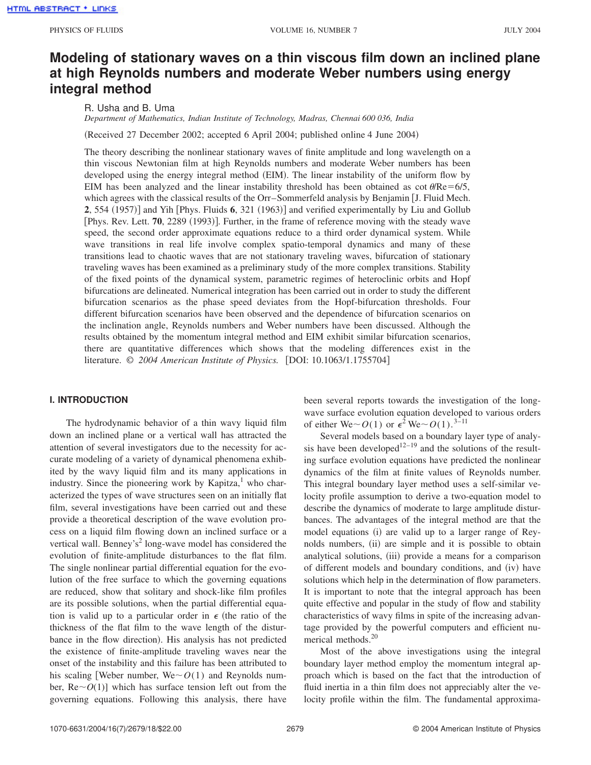# Modeling of stationary waves on a thin viscous film down an inclined plane at high Reynolds numbers and moderate Weber numbers using energy integral method

R. Usha and B. Uma

*Department of Mathematics, Indian Institute of Technology, Madras, Chennai 600 036, India*

(Received 27 December 2002; accepted 6 April 2004; published online 4 June 2004)

The theory describing the nonlinear stationary waves of finite amplitude and long wavelength on a thin viscous Newtonian film at high Reynolds numbers and moderate Weber numbers has been developed using the energy integral method (EIM). The linear instability of the uniform flow by EIM has been analyzed and the linear instability threshold has been obtained as $\cot\theta/\mathrm{Re}=6/5$, which agrees with the classical results of the Orr–Sommerfeld analysis by Benjamin [J. Fluid Mech. **2**, 554 (1957)] and Yih [Phys. Fluids **6**, 321 (1963)] and verified experimentally by Liu and Gollub [Phys. Rev. Lett. **70**, 2289 (1993)]. Further, in the frame of reference moving with the steady wave speed, the second order approximate equations reduce to a third order dynamical system. While wave transitions in real life involve complex spatio-temporal dynamics and many of these transitions lead to chaotic waves that are not stationary traveling waves, bifurcation of stationary traveling waves has been examined as a preliminary study of the more complex transitions. Stability of the fixed points of the dynamical system, parametric regimes of heteroclinic orbits and Hopf bifurcations are delineated. Numerical integration has been carried out in order to study the different bifurcation scenarios as the phase speed deviates from the Hopf-bifurcation thresholds. Four different bifurcation scenarios have been observed and the dependence of bifurcation scenarios on the inclination angle, Reynolds numbers and Weber numbers have been discussed. Although the results obtained by the momentum integral method and EIM exhibit similar bifurcation scenarios, there are quantitative differences which shows that the modeling differences exist in the literature. © *2004 American Institute of Physics.* [DOI: 10.1063/1.1755704]

## I. INTRODUCTION

The hydrodynamic behavior of a thin wavy liquid film down an inclined plane or a vertical wall has attracted the attention of several investigators due to the necessity for accurate modeling of a variety of dynamical phenomena exhibited by the wavy liquid film and its many applications in industry. Since the pioneering work by Kapitza,[1] who characterized the types of wave structures seen on an initially flat film, several investigations have been carried out and these provide a theoretical description of the wave evolution process on a liquid film flowing down an inclined surface or a vertical wall. Benney's[2] long-wave model has considered the evolution of finite-amplitude disturbances to the flat film. The single nonlinear partial differential equation for the evolution of the free surface to which the governing equations are reduced, show that solitary and shock-like film profiles are its possible solutions, when the partial differential equation is valid up to a partial order in $\epsilon$ (the ratio of the thickness of the flat film to the wave length of the disturbance in the flow direction). His analysis has not predicted the existence of finite-amplitude traveling waves near the onset of the instability and this failure has been attributed to his scaling [Weber number, $\mathrm{We}\sim O(1)$ and Reynolds number, $\mathrm{Re}\sim O(1)$] which has surface tension left out from the governing equations. Following this analysis, there have been several reports towards the investigation of the long-wave surface evolution equation developed to various orders of either $\mathrm{We}\sim O(1)$ or $\epsilon^2\,\mathrm{We}\sim O(1)$.[3–11]

Several models based on a boundary layer type of analysis have been developed[12–19] and the solutions of the resulting surface evolution equations have predicted the nonlinear dynamics of the film at finite values of Reynolds number. This integral boundary layer method uses a self-similar velocity profile assumption to derive a two-equation model to describe the dynamics of moderate to large amplitude disturbances. The advantages of the integral method are that the model equations (i) are valid up to a larger range of Reynolds numbers, (ii) are simple and it is possible to obtain analytical solutions, (iii) provide a means for a comparison of different models and boundary conditions, and (iv) have solutions which help in the determination of flow parameters. It is important to note that the integral approach has been quite effective and popular in the study of flow and stability characteristics of wavy films in spite of the increasing advantage provided by the powerful computers and efficient numerical methods.[20]

Most of the above investigations using the integral boundary layer method employ the momentum integral approach which is based on the fact that the introduction of fluid inertia in a thin film does not appreciably alter the velocity profile within the film. The fundamental approxima-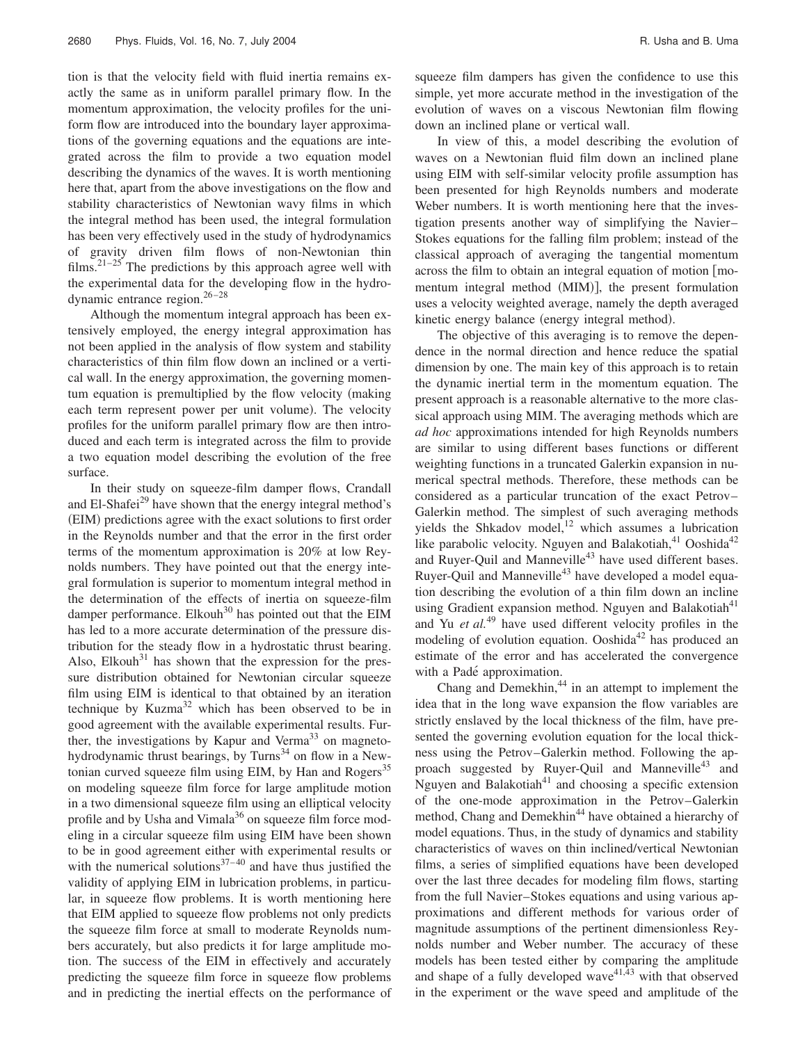tion is that the velocity field with fluid inertia remains exactly the same as in uniform parallel primary flow. In the momentum approximation, the velocity profiles for the uniform flow are introduced into the boundary layer approximations of the governing equations and the equations are integrated across the film to provide a two equation model describing the dynamics of the waves. It is worth mentioning here that, apart from the above investigations on the flow and stability characteristics of Newtonian wavy films in which the integral method has been used, the integral formulation has been very effectively used in the study of hydrodynamics of gravity driven film flows of non-Newtonian thin films.[21–25] The predictions by this approach agree well with the experimental data for the developing flow in the hydrodynamic entrance region.[26–28]

Although the momentum integral approach has been extensively employed, the energy integral approximation has not been applied in the analysis of flow system and stability characteristics of thin film flow down an inclined or a vertical wall. In the energy approximation, the governing momentum equation is premultiplied by the flow velocity (making each term represent power per unit volume). The velocity profiles for the uniform parallel primary flow are then introduced and each term is integrated across the film to provide a two equation model describing the evolution of the free surface.

In their study on squeeze-film damper flows, Crandall and El-Shafei[29] have shown that the energy integral method's (EIM) predictions agree with the exact solutions to first order in the Reynolds number and that the error in the first order terms of the momentum approximation is 20% at low Reynolds numbers. They have pointed out that the energy integral formulation is superior to momentum integral method in the determination of the effects of inertia on squeeze-film damper performance. Elkouh[30] has pointed out that the EIM has led to a more accurate determination of the pressure distribution for the steady flow in a hydrostatic thrust bearing. Also, Elkouh[31] has shown that the expression for the pressure distribution obtained for Newtonian circular squeeze film using EIM is identical to that obtained by an iteration technique by Kuzma[32] which has been observed to be in good agreement with the available experimental results. Further, the investigations by Kapur and Verma[33] on magnetohydrodynamic thrust bearings, by Turns[34] on flow in a Newtonian curved squeeze film using EIM, by Han and Rogers[35] on modeling squeeze film force for large amplitude motion in a two dimensional squeeze film using an elliptical velocity profile and by Usha and Vimala[36] on squeeze film force modeling in a circular squeeze film using EIM have been shown to be in good agreement either with experimental results or with the numerical solutions[37–40] and have thus justified the validity of applying EIM in lubrication problems, in particular, in squeeze flow problems. It is worth mentioning here that EIM applied to squeeze flow problems not only predicts the squeeze film force at small to moderate Reynolds numbers accurately, but also predicts it for large amplitude motion. The success of the EIM in effectively and accurately predicting the squeeze film force in squeeze flow problems and in predicting the inertial effects on the performance of squeeze film dampers has given the confidence to use this simple, yet more accurate method in the investigation of the evolution of waves on a viscous Newtonian film flowing down an inclined plane or vertical wall.

In view of this, a model describing the evolution of waves on a Newtonian fluid film down an inclined plane using EIM with self-similar velocity profile assumption has been presented for high Reynolds numbers and moderate Weber numbers. It is worth mentioning here that the investigation presents another way of simplifying the Navier–Stokes equations for the falling film problem; instead of the classical approach of averaging the tangential momentum across the film to obtain an integral equation of motion [momentum integral method (MIM)], the present formulation uses a velocity weighted average, namely the depth averaged kinetic energy balance (energy integral method).

The objective of this averaging is to remove the dependence in the normal direction and hence reduce the spatial dimension by one. The main key of this approach is to retain the dynamic inertial term in the momentum equation. The present approach is a reasonable alternative to the more classical approach using MIM. The averaging methods which are *ad hoc* approximations intended for high Reynolds numbers are similar to using different bases functions or different weighting functions in a truncated Galerkin expansion in numerical spectral methods. Therefore, these methods can be considered as a particular truncation of the exact Petrov–Galerkin method. The simplest of such averaging methods yields the Shkadov model,[12] which assumes a lubrication like parabolic velocity. Nguyen and Balakotiah,[41] Ooshida[42] and Ruyer-Quil and Manneville[43] have used different bases. Ruyer-Quil and Manneville[43] have developed a model equation describing the evolution of a thin film down an incline using Gradient expansion method. Nguyen and Balakotiah[41] and Yu *et al.*[49] have used different velocity profiles in the modeling of evolution equation. Ooshida[42] has produced an estimate of the error and has accelerated the convergence with a Padé approximation.

Chang and Demekhin,[44] in an attempt to implement the idea that in the long wave expansion the flow variables are strictly enslaved by the local thickness of the film, have presented the governing evolution equation for the local thickness using the Petrov–Galerkin method. Following the approach suggested by Ruyer-Quil and Manneville[43] and Nguyen and Balakotiah[41] and choosing a specific extension of the one-mode approximation in the Petrov–Galerkin method, Chang and Demekhin[44] have obtained a hierarchy of model equations. Thus, in the study of dynamics and stability characteristics of waves on thin inclined/vertical Newtonian films, a series of simplified equations have been developed over the last three decades for modeling film flows, starting from the full Navier–Stokes equations and using various approximations and different methods for various order of magnitude assumptions of the pertinent dimensionless Reynolds number and Weber number. The accuracy of these models has been tested either by comparing the amplitude and shape of a fully developed wave[41,43] with that observed in the experiment or the wave speed and amplitude of the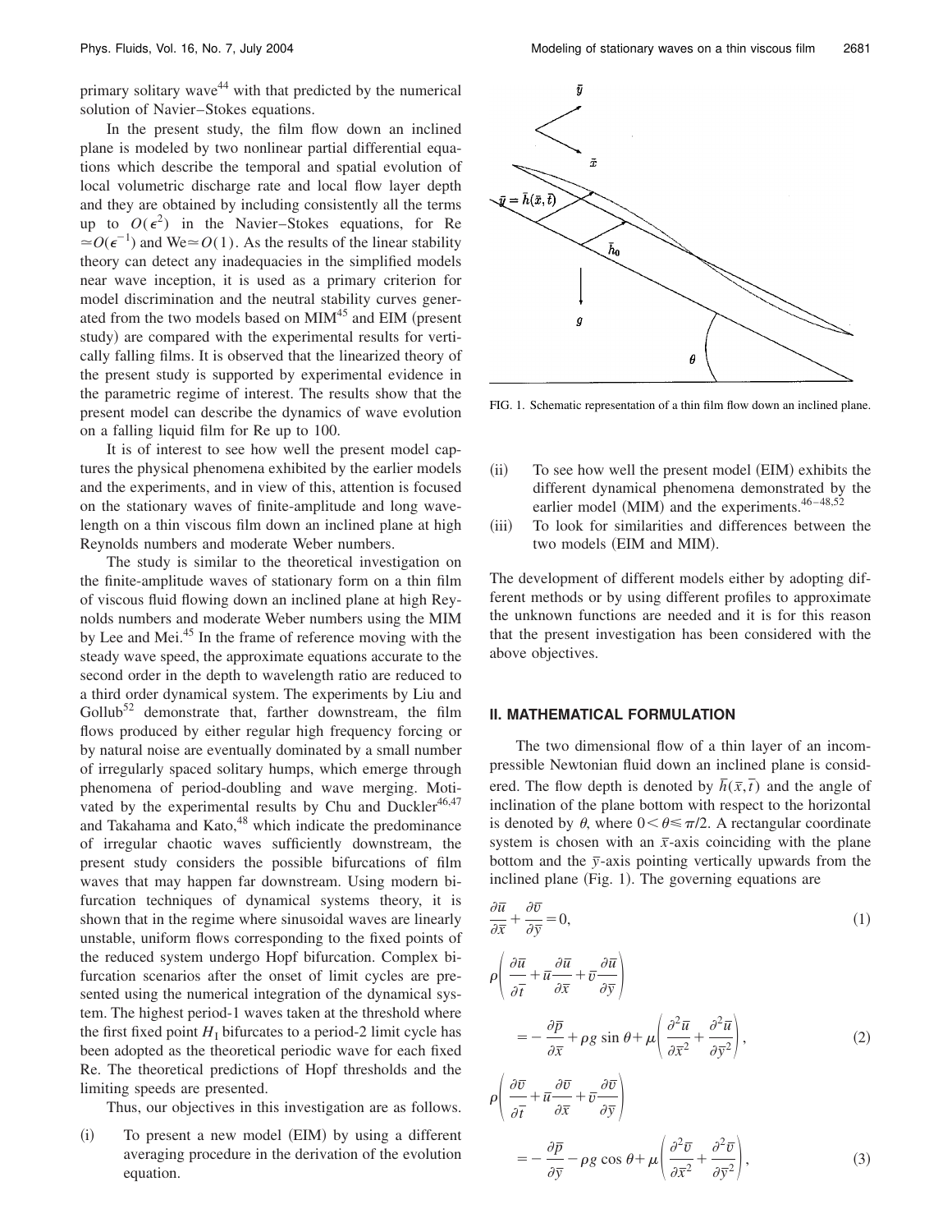primary solitary wave[44] with that predicted by the numerical solution of Navier–Stokes equations.

In the present study, the film flow down an inclined plane is modeled by two nonlinear partial differential equations which describe the temporal and spatial evolution of local volumetric discharge rate and local flow layer depth and they are obtained by including consistently all the terms up to $O(\epsilon^2)$ in the Navier–Stokes equations, for Re $\simeq O(\epsilon^{-1})$ and We $\simeq O(1)$. As the results of the linear stability theory can detect any inadequacies in the simplified models near wave inception, it is used as a primary criterion for model discrimination and the neutral stability curves generated from the two models based on MIM[45] and EIM (present study) are compared with the experimental results for vertically falling films. It is observed that the linearized theory of the present study is supported by experimental evidence in the parametric regime of interest. The results show that the present model can describe the dynamics of wave evolution on a falling liquid film for Re up to 100.

It is of interest to see how well the present model captures the physical phenomena exhibited by the earlier models and the experiments, and in view of this, attention is focused on the stationary waves of finite-amplitude and long wavelength on a thin viscous film down an inclined plane at high Reynolds numbers and moderate Weber numbers.

The study is similar to the theoretical investigation on the finite-amplitude waves of stationary form on a thin film of viscous fluid flowing down an inclined plane at high Reynolds numbers and moderate Weber numbers using the MIM by Lee and Mei.[45] In the frame of reference moving with the steady wave speed, the approximate equations accurate to the second order in the depth to wavelength ratio are reduced to a third order dynamical system. The experiments by Liu and Gollub[52] demonstrate that, farther downstream, the film flows produced by either regular high frequency forcing or by natural noise are eventually dominated by a small number of irregularly spaced solitary humps, which emerge through phenomena of period-doubling and wave merging. Motivated by the experimental results by Chu and Duckler[46,47] and Takahama and Kato,[48] which indicate the predominance of irregular chaotic waves sufficiently downstream, the present study considers the possible bifurcations of film waves that may happen far downstream. Using modern bifurcation techniques of dynamical systems theory, it is shown that in the regime where sinusoidal waves are linearly unstable, uniform flows corresponding to the fixed points of the reduced system undergo Hopf bifurcation. Complex bifurcation scenarios after the onset of limit cycles are presented using the numerical integration of the dynamical system. The highest period-1 waves taken at the threshold where the first fixed point $H_1$ bifurcates to a period-2 limit cycle has been adopted as the theoretical periodic wave for each fixed Re. The theoretical predictions of Hopf thresholds and the limiting speeds are presented.

Thus, our objectives in this investigation are as follows.

(i) To present a new model (EIM) by using a different averaging procedure in the derivation of the evolution equation.

(ii) To see how well the present model (EIM) exhibits the different dynamical phenomena demonstrated by the earlier model (MIM) and the experiments.[46–48,52]

(iii) To look for similarities and differences between the two models (EIM and MIM).

FIG. 1. Schematic representation of a thin film flow down an inclined plane.

The development of different models either by adopting different methods or by using different profiles to approximate the unknown functions are needed and it is for this reason that the present investigation has been considered with the above objectives.

## II. MATHEMATICAL FORMULATION

The two dimensional flow of a thin layer of an incompressible Newtonian fluid down an inclined plane is considered. The flow depth is denoted by $\bar{h}(\bar{x},\bar{t})$ and the angle of inclination of the plane bottom with respect to the horizontal is denoted by $\theta$, where $0<\theta\leqslant\pi/2$. A rectangular coordinate system is chosen with an $\bar{x}$-axis coinciding with the plane bottom and the $\bar{y}$-axis pointing vertically upwards from the inclined plane (Fig. 1). The governing equations are

$$\frac{\partial \bar{u}}{\partial \bar{x}}+\frac{\partial \bar{v}}{\partial \bar{y}}=0, \tag{1}$$

$$\rho\left(\frac{\partial \bar{u}}{\partial \bar{t}}+\bar{u}\frac{\partial \bar{u}}{\partial \bar{x}}+\bar{v}\frac{\partial \bar{u}}{\partial \bar{y}}\right)=-\frac{\partial \bar{p}}{\partial \bar{x}}+\rho g\sin\theta+\mu\left(\frac{\partial^2 \bar{u}}{\partial \bar{x}^2}+\frac{\partial^2 \bar{u}}{\partial \bar{y}^2}\right), \tag{2}$$

$$\rho\left(\frac{\partial \bar{v}}{\partial \bar{t}}+\bar{u}\frac{\partial \bar{v}}{\partial \bar{x}}+\bar{v}\frac{\partial \bar{v}}{\partial \bar{y}}\right)=-\frac{\partial \bar{p}}{\partial \bar{y}}-\rho g\cos\theta+\mu\left(\frac{\partial^2 \bar{v}}{\partial \bar{x}^2}+\frac{\partial^2 \bar{v}}{\partial \bar{y}^2}\right), \tag{3}$$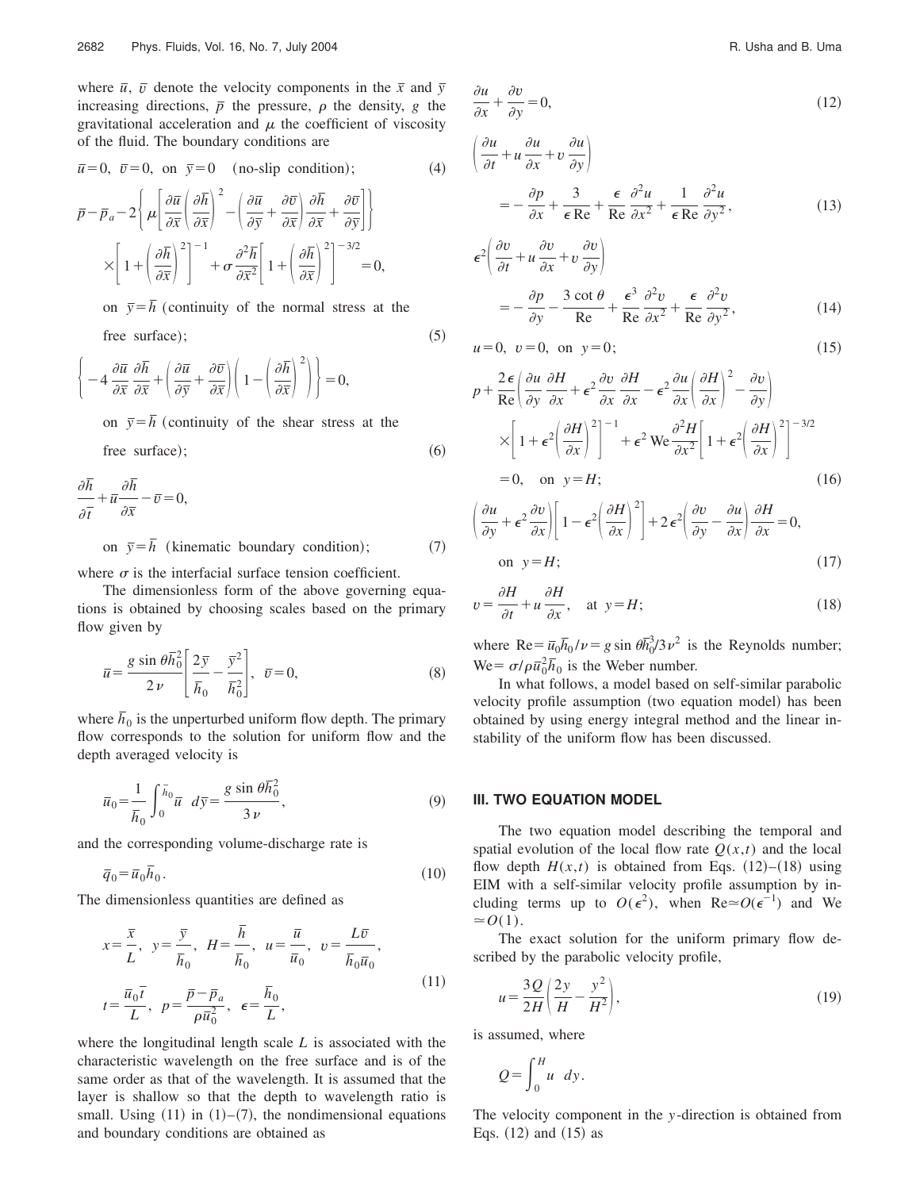where $\bar{u}$, $\bar{v}$ denote the velocity components in the $\bar{x}$ and $\bar{y}$ increasing directions, $\bar{p}$ the pressure, $\rho$ the density, $g$ the gravitational acceleration and $\mu$ the coefficient of viscosity of the fluid. The boundary conditions are

$$\bar{u}=0,\ \bar{v}=0,\ \text{on}\ \bar{y}=0\quad(\text{no-slip condition});\tag{4}$$

$$\bar{p}-\bar{p}_a-2\left\{\mu\left[\frac{\partial\bar{u}}{\partial\bar{x}}\left(\frac{\partial\bar{h}}{\partial\bar{x}}\right)^2-\left(\frac{\partial\bar{u}}{\partial\bar{y}}+\frac{\partial\bar{v}}{\partial\bar{x}}\right)\frac{\partial\bar{h}}{\partial\bar{x}}+\frac{\partial\bar{v}}{\partial\bar{y}}\right]\right\}\times\left[1+\left(\frac{\partial\bar{h}}{\partial\bar{x}}\right)^2\right]^{-1}+\sigma\frac{\partial^2\bar{h}}{\partial\bar{x}^2}\left[1+\left(\frac{\partial\bar{h}}{\partial\bar{x}}\right)^2\right]^{-3/2}=0,$$

on $\bar{y}=\bar{h}$ (continuity of the normal stress at the free surface); (5)

$$\left\{-4\frac{\partial\bar{u}}{\partial\bar{x}}\frac{\partial\bar{h}}{\partial\bar{x}}+\left(\frac{\partial\bar{u}}{\partial\bar{y}}+\frac{\partial\bar{v}}{\partial\bar{x}}\right)\left(1-\left(\frac{\partial\bar{h}}{\partial\bar{x}}\right)^2\right)\right\}=0,$$

on $\bar{y}=\bar{h}$ (continuity of the shear stress at the free surface); (6)

$$\frac{\partial\bar{h}}{\partial\bar{t}}+\bar{u}\frac{\partial\bar{h}}{\partial\bar{x}}-\bar{v}=0,$$

on $\bar{y}=\bar{h}$ (kinematic boundary condition); (7)

where $\sigma$ is the interfacial surface tension coefficient.

The dimensionless form of the above governing equations is obtained by choosing scales based on the primary flow given by

$$\bar{u}=\frac{g\sin\theta\bar{h}_0^2}{2\nu}\left[\frac{2\bar{y}}{\bar{h}_0}-\frac{\bar{y}^2}{\bar{h}_0^2}\right],\quad \bar{v}=0,\tag{8}$$

where $\bar{h}_0$ is the unperturbed uniform flow depth. The primary flow corresponds to the solution for uniform flow and the depth averaged velocity is

$$\bar{u}_0=\frac{1}{\bar{h}_0}\int_0^{\bar{h}_0}\bar{u}\ \ d\bar{y}=\frac{g\sin\theta\bar{h}_0^2}{3\nu},\tag{9}$$

and the corresponding volume-discharge rate is

$$\bar{q}_0=\bar{u}_0\bar{h}_0.\tag{10}$$

The dimensionless quantities are defined as

$$x=\frac{\bar{x}}{L},\ y=\frac{\bar{y}}{\bar{h}_0},\ H=\frac{\bar{h}}{\bar{h}_0},\ u=\frac{\bar{u}}{\bar{u}_0},\ v=\frac{L\bar{v}}{\bar{h}_0\bar{u}_0},$$
$$t=\frac{\bar{u}_0\bar{t}}{L},\ p=\frac{\bar{p}-\bar{p}_a}{\rho\bar{u}_0^2},\ \epsilon=\frac{\bar{h}_0}{L},\tag{11}$$

where the longitudinal length scale $L$ is associated with the characteristic wavelength on the free surface and is of the same order as that of the wavelength. It is assumed that the layer is shallow so that the depth to wavelength ratio is small. Using (11) in (1)–(7), the nondimensional equations and boundary conditions are obtained as

$$\frac{\partial u}{\partial x}+\frac{\partial v}{\partial y}=0,\tag{12}$$

$$\left(\frac{\partial u}{\partial t}+u\frac{\partial u}{\partial x}+v\frac{\partial u}{\partial y}\right)=-\frac{\partial p}{\partial x}+\frac{3}{\epsilon\,\mathrm{Re}}+\frac{\epsilon}{\mathrm{Re}}\frac{\partial^2 u}{\partial x^2}+\frac{1}{\epsilon\,\mathrm{Re}}\frac{\partial^2 u}{\partial y^2},\tag{13}$$

$$\epsilon^2\left(\frac{\partial v}{\partial t}+u\frac{\partial v}{\partial x}+v\frac{\partial v}{\partial y}\right)=-\frac{\partial p}{\partial y}-\frac{3\cot\theta}{\mathrm{Re}}+\frac{\epsilon^3}{\mathrm{Re}}\frac{\partial^2 v}{\partial x^2}+\frac{\epsilon}{\mathrm{Re}}\frac{\partial^2 v}{\partial y^2},\tag{14}$$

$$u=0,\ v=0,\ \text{on}\ y=0;\tag{15}$$

$$p+\frac{2\epsilon}{\mathrm{Re}}\left(\frac{\partial u}{\partial y}\frac{\partial H}{\partial x}+\epsilon^2\frac{\partial v}{\partial x}\frac{\partial H}{\partial x}-\epsilon^2\frac{\partial u}{\partial x}\left(\frac{\partial H}{\partial x}\right)^2-\frac{\partial v}{\partial y}\right)\times\left[1+\epsilon^2\left(\frac{\partial H}{\partial x}\right)^2\right]^{-1}+\epsilon^2\,\mathrm{We}\frac{\partial^2 H}{\partial x^2}\left[1+\epsilon^2\left(\frac{\partial H}{\partial x}\right)^2\right]^{-3/2}=0,\quad \text{on}\ y=H;\tag{16}$$

$$\left(\frac{\partial u}{\partial y}+\epsilon^2\frac{\partial v}{\partial x}\right)\left[1-\epsilon^2\left(\frac{\partial H}{\partial x}\right)^2\right]+2\epsilon^2\left(\frac{\partial v}{\partial y}-\frac{\partial u}{\partial x}\right)\frac{\partial H}{\partial x}=0,\quad \text{on}\ y=H;\tag{17}$$

$$v=\frac{\partial H}{\partial t}+u\frac{\partial H}{\partial x},\quad \text{at}\ y=H;\tag{18}$$

where $\mathrm{Re}=\bar{u}_0\bar{h}_0/\nu=g\sin\theta\bar{h}_0^3/3\nu^2$ is the Reynolds number; $\mathrm{We}=\sigma/\rho\bar{u}_0^2\bar{h}_0$ is the Weber number.

In what follows, a model based on self-similar parabolic velocity profile assumption (two equation model) has been obtained by using energy integral method and the linear instability of the uniform flow has been discussed.

## III. TWO EQUATION MODEL

The two equation model describing the temporal and spatial evolution of the local flow rate $Q(x,t)$ and the local flow depth $H(x,t)$ is obtained from Eqs. (12)–(18) using EIM with a self-similar velocity profile assumption by including terms up to $O(\epsilon^2)$, when $\mathrm{Re}\simeq O(\epsilon^{-1})$ and $\mathrm{We}\simeq O(1)$.

The exact solution for the uniform primary flow described by the parabolic velocity profile,

$$u=\frac{3Q}{2H}\left(\frac{2y}{H}-\frac{y^2}{H^2}\right),\tag{19}$$

is assumed, where

$$Q=\int_0^H u\ \ dy.$$

The velocity component in the $y$-direction is obtained from Eqs. (12) and (15) as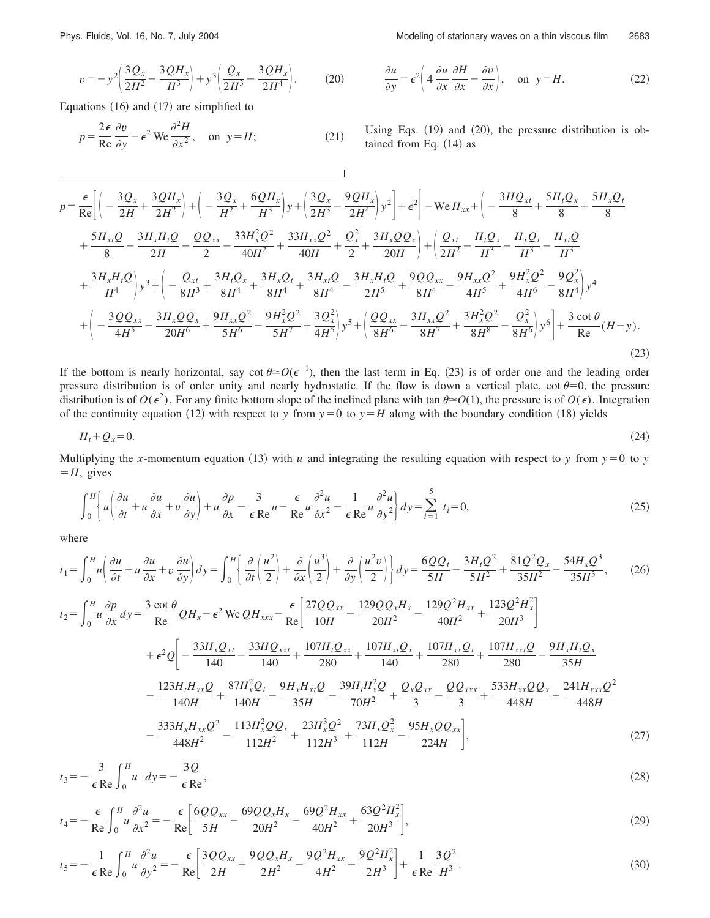$$v = -y^2\left(\frac{3Q_x}{2H^2} - \frac{3QH_x}{H^3}\right) + y^3\left(\frac{Q_x}{2H^3} - \frac{3QH_x}{2H^4}\right). \tag{20}$$

Equations (16) and (17) are simplified to

$$p = \frac{2\epsilon}{\mathrm{Re}}\frac{\partial v}{\partial y} - \epsilon^2\,\mathrm{We}\,\frac{\partial^2 H}{\partial x^2}, \quad \text{on } y = H; \tag{21}$$

$$\frac{\partial u}{\partial y} = \epsilon^2\left(4\frac{\partial u}{\partial x}\frac{\partial H}{\partial x} - \frac{\partial v}{\partial x}\right), \quad \text{on } y = H. \tag{22}$$

Using Eqs. (19) and (20), the pressure distribution is obtained from Eq. (14) as

$$\begin{aligned}
p = {} & \frac{\epsilon}{\mathrm{Re}}\left[\left(-\frac{3Q_x}{2H} + \frac{3QH_x}{2H^2}\right) + \left(-\frac{3Q_x}{H^2} + \frac{6QH_x}{H^3}\right)y + \left(\frac{3Q_x}{2H^3} - \frac{9QH_x}{2H^4}\right)y^2\right] + \epsilon^2\left[-\mathrm{We}\,H_{xx} + \left(-\frac{3HQ_{xt}}{8} + \frac{5H_tQ_x}{8} + \frac{5H_xQ_t}{8}\right.\right. \\
& + \frac{5H_{xt}Q}{8} - \frac{3H_xH_tQ}{2H} - \frac{QQ_{xx}}{2} - \frac{33H_x^2Q^2}{40H^2} + \frac{33H_{xx}Q^2}{40H} + \frac{Q_x^2}{2} + \left.\frac{3H_xQQ_x}{20H}\right) + \left(\frac{Q_{xt}}{2H^2} - \frac{H_tQ_x}{H^3} - \frac{H_xQ_t}{H^3} - \frac{H_{xt}Q}{H^3}\right. \\
& \left.+ \frac{3H_xH_tQ}{H^4}\right)y^3 + \left(-\frac{Q_{xt}}{8H^3} + \frac{3H_tQ_x}{8H^4} + \frac{3H_xQ_t}{8H^4} + \frac{3H_{xt}Q}{8H^4} - \frac{3H_xH_tQ}{2H^5} + \frac{9QQ_{xx}}{8H^4} - \frac{9H_{xx}Q^2}{4H^5} + \frac{9H_x^2Q^2}{4H^6} - \frac{9Q_x^2}{8H^4}\right)y^4 \\
& \left.+ \left(-\frac{3QQ_{xx}}{4H^5} - \frac{3H_xQQ_x}{20H^6} + \frac{9H_{xx}Q^2}{5H^6} - \frac{9H_x^2Q^2}{5H^7} + \frac{3Q_x^2}{4H^5}\right)y^5 + \left(\frac{QQ_{xx}}{8H^6} - \frac{3H_{xx}Q^2}{8H^7} + \frac{3H_x^2Q^2}{8H^8} - \frac{Q_x^2}{8H^6}\right)y^6\right] + \frac{3\cot\theta}{\mathrm{Re}}(H - y).
\end{aligned} \tag{23}$$

If the bottom is nearly horizontal, say $\cot\theta \simeq O(\epsilon^{-1})$, then the last term in Eq. (23) is of order one and the leading order pressure distribution is of order unity and nearly hydrostatic. If the flow is down a vertical plate, $\cot\theta = 0$, the pressure distribution is of $O(\epsilon^2)$. For any finite bottom slope of the inclined plane with $\tan\theta \simeq O(1)$, the pressure is of $O(\epsilon)$. Integration of the continuity equation (12) with respect to $y$ from $y=0$ to $y=H$ along with the boundary condition (18) yields

$$H_t + Q_x = 0. \tag{24}$$

Multiplying the $x$-momentum equation (13) with $u$ and integrating the resulting equation with respect to $y$ from $y=0$ to $y=H$, gives

$$\int_0^H \left\{u\left(\frac{\partial u}{\partial t} + u\frac{\partial u}{\partial x} + v\frac{\partial u}{\partial y}\right) + u\frac{\partial p}{\partial x} - \frac{3}{\epsilon\,\mathrm{Re}}u - \frac{\epsilon}{\mathrm{Re}}u\frac{\partial^2 u}{\partial x^2} - \frac{1}{\epsilon\,\mathrm{Re}}u\frac{\partial^2 u}{\partial y^2}\right\}dy = \sum_{i=1}^{5} t_i = 0, \tag{25}$$

where

$$t_1 = \int_0^H u\left(\frac{\partial u}{\partial t} + u\frac{\partial u}{\partial x} + v\frac{\partial u}{\partial y}\right)dy = \int_0^H \left\{\frac{\partial}{\partial t}\left(\frac{u^2}{2}\right) + \frac{\partial}{\partial x}\left(\frac{u^3}{2}\right) + \frac{\partial}{\partial y}\left(\frac{u^2 v}{2}\right)\right\}dy = \frac{6QQ_t}{5H} - \frac{3H_tQ^2}{5H^2} + \frac{81Q^2Q_x}{35H^2} - \frac{54H_xQ^3}{35H^3}, \tag{26}$$

$$\begin{aligned}
t_2 = {} & \int_0^H u\frac{\partial p}{\partial x}dy = \frac{3\cot\theta}{\mathrm{Re}}QH_x - \epsilon^2\,\mathrm{We}\,QH_{xxx} - \frac{\epsilon}{\mathrm{Re}}\left[\frac{27QQ_{xx}}{10H} - \frac{129QQ_xH_x}{20H^2} - \frac{129Q^2H_{xx}}{40H^2} + \frac{123Q^2H_x^2}{20H^3}\right] \\
& + \epsilon^2 Q\left[-\frac{33H_xQ_{xt}}{140} - \frac{33HQ_{xxt}}{140} + \frac{107H_tQ_{xx}}{280} + \frac{107H_{xt}Q_x}{140} + \frac{107H_{xx}Q_t}{280} + \frac{107H_{xxt}Q}{280} - \frac{9H_xH_tQ_x}{35H}\right. \\
& - \frac{123H_tH_{xx}Q}{140H} + \frac{87H_x^2Q_t}{140H} - \frac{9H_xH_{xt}Q}{35H} - \frac{39H_tH_x^2Q}{70H^2} + \frac{Q_xQ_{xx}}{3} - \frac{QQ_{xxx}}{3} + \frac{533H_{xx}QQ_x}{448H} + \frac{241H_{xxx}Q^2}{448H} \\
& \left.- \frac{333H_xH_{xx}Q^2}{448H^2} - \frac{113H_x^2QQ_x}{112H^2} + \frac{23H_x^3Q^2}{112H^3} + \frac{73H_xQ_x^2}{112H} - \frac{95H_xQQ_{xx}}{224H}\right],
\end{aligned} \tag{27}$$

$$t_3 = -\frac{3}{\epsilon\,\mathrm{Re}}\int_0^H u\;\,dy = -\frac{3Q}{\epsilon\,\mathrm{Re}}, \tag{28}$$

$$t_4 = -\frac{\epsilon}{\mathrm{Re}}\int_0^H u\frac{\partial^2 u}{\partial x^2} = -\frac{\epsilon}{\mathrm{Re}}\left[\frac{6QQ_{xx}}{5H} - \frac{69QQ_xH_x}{20H^2} - \frac{69Q^2H_{xx}}{40H^2} + \frac{63Q^2H_x^2}{20H^3}\right], \tag{29}$$

$$t_5 = -\frac{1}{\epsilon\,\mathrm{Re}}\int_0^H u\frac{\partial^2 u}{\partial y^2} = -\frac{\epsilon}{\mathrm{Re}}\left[\frac{3QQ_{xx}}{2H} + \frac{9QQ_xH_x}{2H^2} - \frac{9Q^2H_{xx}}{4H^2} - \frac{9Q^2H_x^2}{2H^3}\right] + \frac{1}{\epsilon\,\mathrm{Re}}\,\frac{3Q^2}{H^3}. \tag{30}$$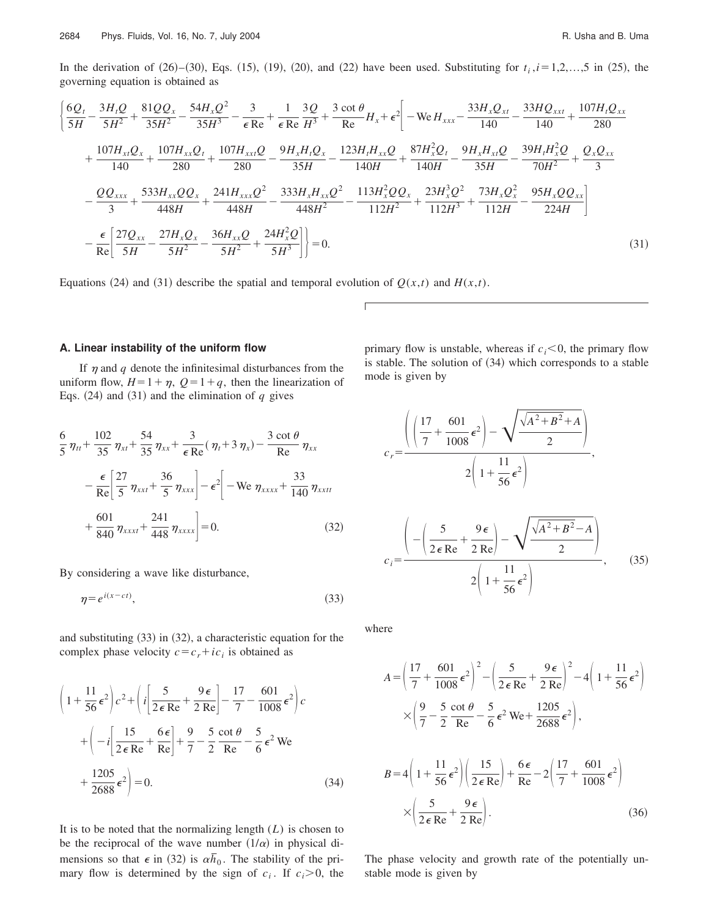In the derivation of (26)–(30), Eqs. (15), (19), (20), and (22) have been used. Substituting for $t_i, i=1,2,\ldots,5$ in (25), the governing equation is obtained as

$$
\begin{aligned}
&\Bigg\{\frac{6Q_t}{5H}-\frac{3H_tQ}{5H^2}+\frac{81QQ_x}{35H^2}-\frac{54H_xQ^2}{35H^3}-\frac{3}{\epsilon\,\mathrm{Re}}+\frac{1}{\epsilon\,\mathrm{Re}}\frac{3Q}{H^3}+\frac{3\cot\theta}{\mathrm{Re}}H_x+\epsilon^2\Bigg[-\mathrm{We}\,H_{xxx}-\frac{33H_xQ_{xt}}{140}-\frac{33HQ_{xxt}}{140}+\frac{107H_tQ_{xx}}{280}\\
&+\frac{107H_{xt}Q_x}{140}+\frac{107H_{xx}Q_t}{280}+\frac{107H_{xxt}Q}{280}-\frac{9H_xH_tQ_x}{35H}-\frac{123H_tH_{xx}Q}{140H}+\frac{87H_x^2Q_t}{140H}-\frac{9H_xH_{xt}Q}{35H}-\frac{39H_tH_x^2Q}{70H^2}+\frac{Q_xQ_{xx}}{3}\\
&-\frac{QQ_{xxx}}{3}+\frac{533H_{xx}QQ_x}{448H}+\frac{241H_{xxx}Q^2}{448H}-\frac{333H_xH_{xx}Q^2}{448H^2}-\frac{113H_x^2QQ_x}{112H^2}+\frac{23H_x^3Q^2}{112H^3}+\frac{73H_xQ_x^2}{112H}-\frac{95H_xQQ_{xx}}{224H}\Bigg]\\
&-\frac{\epsilon}{\mathrm{Re}}\Bigg[\frac{27Q_{xx}}{5H}-\frac{27H_xQ_x}{5H^2}-\frac{36H_{xx}Q}{5H^2}+\frac{24H_x^2Q}{5H^3}\Bigg]\Bigg\}=0.
\end{aligned}
\tag{31}
$$

Equations (24) and (31) describe the spatial and temporal evolution of $Q(x,t)$ and $H(x,t)$.

### A. Linear instability of the uniform flow

If $\eta$ and $q$ denote the infinitesimal disturbances from the uniform flow, $H=1+\eta$, $Q=1+q$, then the linearization of Eqs. (24) and (31) and the elimination of $q$ gives

$$
\begin{aligned}
&\frac{6}{5}\eta_{tt}+\frac{102}{35}\eta_{xt}+\frac{54}{35}\eta_{xx}+\frac{3}{\epsilon\,\mathrm{Re}}(\eta_t+3\eta_x)-\frac{3\cot\theta}{\mathrm{Re}}\eta_{xx}\\
&-\frac{\epsilon}{\mathrm{Re}}\left[\frac{27}{5}\eta_{xxt}+\frac{36}{5}\eta_{xxx}\right]-\epsilon^2\Bigg[-\mathrm{We}\,\eta_{xxxx}+\frac{33}{140}\eta_{xxtt}\\
&+\frac{601}{840}\eta_{xxxt}+\frac{241}{448}\eta_{xxxx}\Bigg]=0.
\end{aligned}
\tag{32}
$$

By considering a wave like disturbance,

$$\eta=e^{i(x-ct)}, \tag{33}$$

and substituting (33) in (32), a characteristic equation for the complex phase velocity $c=c_r+ic_i$ is obtained as

$$
\begin{aligned}
&\left(1+\frac{11}{56}\epsilon^2\right)c^2+\left(i\left[\frac{5}{2\epsilon\,\mathrm{Re}}+\frac{9\epsilon}{2\,\mathrm{Re}}\right]-\frac{17}{7}-\frac{601}{1008}\epsilon^2\right)c\\
&+\left(-i\left[\frac{15}{2\epsilon\,\mathrm{Re}}+\frac{6\epsilon}{\mathrm{Re}}\right]+\frac{9}{7}-\frac{5}{2}\frac{\cot\theta}{\mathrm{Re}}-\frac{5}{6}\epsilon^2\,\mathrm{We}\right.\\
&\left.+\frac{1205}{2688}\epsilon^2\right)=0.
\end{aligned}
\tag{34}
$$

It is to be noted that the normalizing length $(L)$ is chosen to be the reciprocal of the wave number $(1/\alpha)$ in physical dimensions so that $\epsilon$ in (32) is $\alpha\bar{h}_0$. The stability of the primary flow is determined by the sign of $c_i$. If $c_i>0$, the primary flow is unstable, whereas if $c_i<0$, the primary flow is stable. The solution of (34) which corresponds to a stable mode is given by

$$
c_r=\frac{\left(\left(\frac{17}{7}+\frac{601}{1008}\epsilon^2\right)-\sqrt{\frac{\sqrt{A^2+B^2}+A}{2}}\right)}{2\left(1+\frac{11}{56}\epsilon^2\right)},
$$

$$
c_i=\frac{\left(-\left(\frac{5}{2\epsilon\,\mathrm{Re}}+\frac{9\epsilon}{2\,\mathrm{Re}}\right)-\sqrt{\frac{\sqrt{A^2+B^2}-A}{2}}\right)}{2\left(1+\frac{11}{56}\epsilon^2\right)},
\tag{35}
$$

where

$$
\begin{aligned}
A&=\left(\frac{17}{7}+\frac{601}{1008}\epsilon^2\right)^2-\left(\frac{5}{2\epsilon\,\mathrm{Re}}+\frac{9\epsilon}{2\,\mathrm{Re}}\right)^2-4\left(1+\frac{11}{56}\epsilon^2\right)\\
&\quad\times\left(\frac{9}{7}-\frac{5}{2}\frac{\cot\theta}{\mathrm{Re}}-\frac{5}{6}\epsilon^2\,\mathrm{We}+\frac{1205}{2688}\epsilon^2\right),\\
B&=4\left(1+\frac{11}{56}\epsilon^2\right)\left(\frac{15}{2\epsilon\,\mathrm{Re}}\right)+\frac{6\epsilon}{\mathrm{Re}}-2\left(\frac{17}{7}+\frac{601}{1008}\epsilon^2\right)\\
&\quad\times\left(\frac{5}{2\epsilon\,\mathrm{Re}}+\frac{9\epsilon}{2\,\mathrm{Re}}\right).
\end{aligned}
\tag{36}
$$

The phase velocity and growth rate of the potentially unstable mode is given by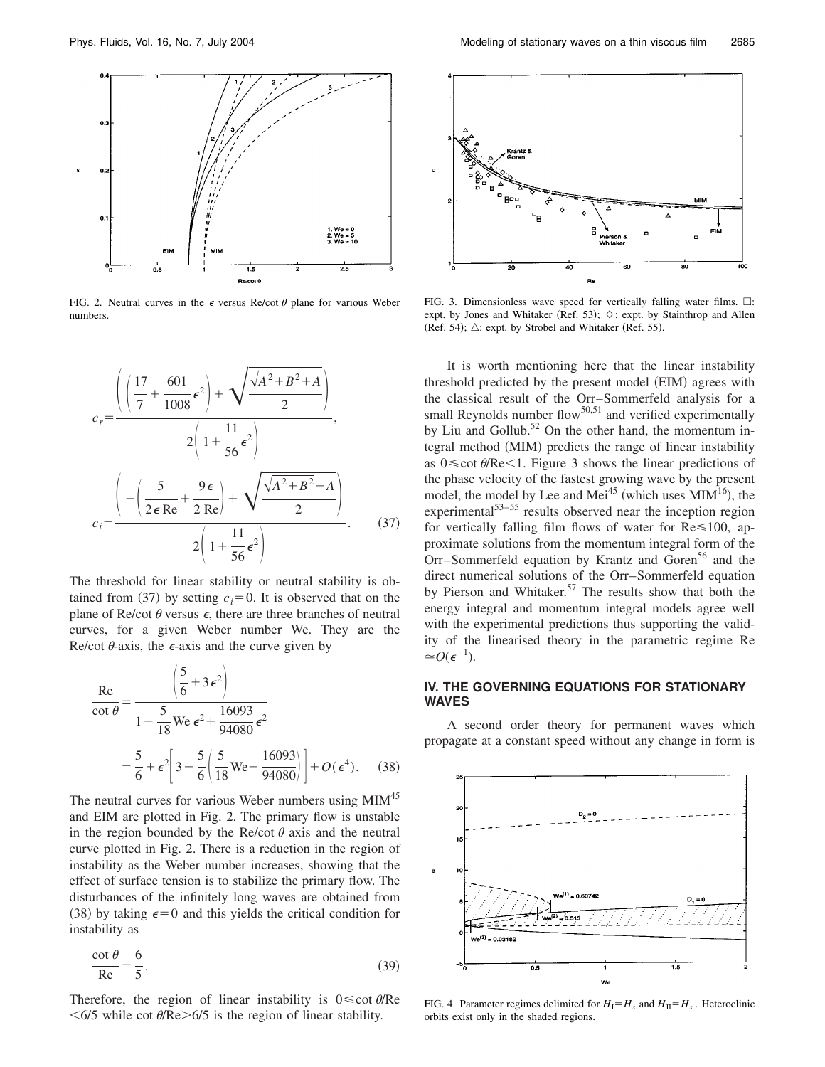FIG. 2. Neutral curves in the $\epsilon$ versus Re/cot $\theta$ plane for various Weber numbers.

$$c_r = \frac{\left( \left( \frac{17}{7} + \frac{601}{1008}\epsilon^2 \right) + \sqrt{\frac{\sqrt{A^2+B^2}+A}{2}} \right)}{2\left(1+\frac{11}{56}\epsilon^2\right)},$$

$$c_i = \frac{\left( -\left( \frac{5}{2\epsilon \,\mathrm{Re}} + \frac{9\epsilon}{2\,\mathrm{Re}} \right) + \sqrt{\frac{\sqrt{A^2+B^2}-A}{2}} \right)}{2\left(1+\frac{11}{56}\epsilon^2\right)}. \qquad (37)$$

The threshold for linear stability or neutral stability is obtained from (37) by setting $c_i = 0$. It is observed that on the plane of Re/cot $\theta$ versus $\epsilon$, there are three branches of neutral curves, for a given Weber number We. They are the Re/cot $\theta$-axis, the $\epsilon$-axis and the curve given by

$$\frac{\mathrm{Re}}{\cot\theta} = \frac{\left(\frac{5}{6}+3\epsilon^2\right)}{1-\frac{5}{18}\mathrm{We}\,\epsilon^2+\frac{16093}{94080}\epsilon^2}$$
$$= \frac{5}{6} + \epsilon^2\left[3 - \frac{5}{6}\left(\frac{5}{18}\mathrm{We} - \frac{16093}{94080}\right)\right] + O(\epsilon^4). \qquad (38)$$

The neutral curves for various Weber numbers using MIM[45] and EIM are plotted in Fig. 2. The primary flow is unstable in the region bounded by the Re/cot $\theta$ axis and the neutral curve plotted in Fig. 2. There is a reduction in the region of instability as the Weber number increases, showing that the effect of surface tension is to stabilize the primary flow. The disturbances of the infinitely long waves are obtained from (38) by taking $\epsilon = 0$ and this yields the critical condition for instability as

$$\frac{\cot\theta}{\mathrm{Re}} = \frac{6}{5}. \qquad (39)$$

Therefore, the region of linear instability is $0 \leq \cot\theta/\mathrm{Re} < 6/5$ while $\cot\theta/\mathrm{Re} > 6/5$ is the region of linear stability.

FIG. 3. Dimensionless wave speed for vertically falling water films. □: expt. by Jones and Whitaker (Ref. 53); ◇: expt. by Stainthrop and Allen (Ref. 54); △: expt. by Strobel and Whitaker (Ref. 55).

It is worth mentioning here that the linear instability threshold predicted by the present model (EIM) agrees with the classical result of the Orr–Sommerfeld analysis for a small Reynolds number flow[50,51] and verified experimentally by Liu and Gollub.[52] On the other hand, the momentum integral method (MIM) predicts the range of linear instability as $0 \leq \cot\theta/\mathrm{Re} < 1$. Figure 3 shows the linear predictions of the phase velocity of the fastest growing wave by the present model, the model by Lee and Mei[45] (which uses MIM[16]), the experimental[53–55] results observed near the inception region for vertically falling film flows of water for $\mathrm{Re} \leq 100$, approximate solutions from the momentum integral form of the Orr–Sommerfeld equation by Krantz and Goren[56] and the direct numerical solutions of the Orr–Sommerfeld equation by Pierson and Whitaker.[57] The results show that both the energy integral and momentum integral models agree well with the experimental predictions thus supporting the validity of the linearised theory in the parametric regime $\mathrm{Re} \simeq O(\epsilon^{-1})$.

## IV. THE GOVERNING EQUATIONS FOR STATIONARY WAVES

A second order theory for permanent waves which propagate at a constant speed without any change in form is

FIG. 4. Parameter regimes delimited for $H_{\mathrm{I}} = H_s$ and $H_{\mathrm{II}} = H_s$. Heteroclinic orbits exist only in the shaded regions.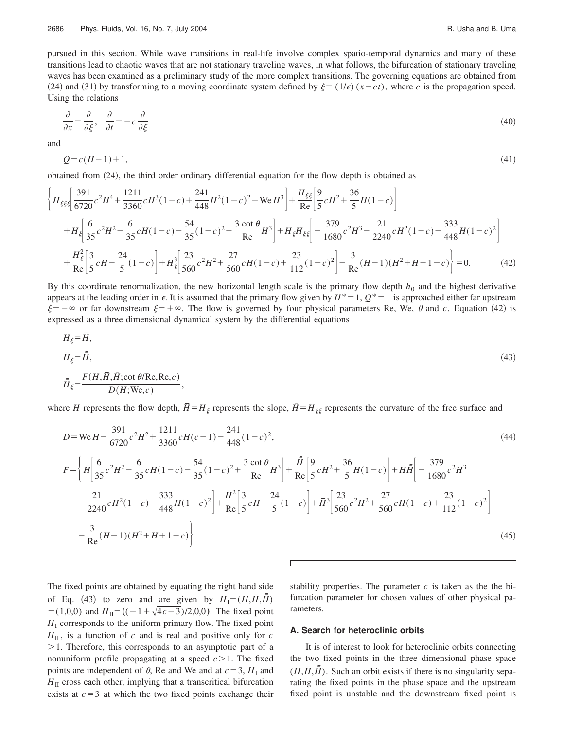pursued in this section. While wave transitions in real-life involve complex spatio-temporal dynamics and many of these transitions lead to chaotic waves that are not stationary traveling waves, in what follows, the bifurcation of stationary traveling waves has been examined as a preliminary study of the more complex transitions. The governing equations are obtained from (24) and (31) by transforming to a moving coordinate system defined by $\xi = (1/\epsilon)(x - ct)$, where $c$ is the propagation speed. Using the relations

$$\frac{\partial}{\partial x} = \frac{\partial}{\partial \xi}, \quad \frac{\partial}{\partial t} = -c\frac{\partial}{\partial \xi} \tag{40}$$

and

$$Q = c(H-1)+1, \tag{41}$$

obtained from (24), the third order ordinary differential equation for the flow depth is obtained as

$$\begin{aligned}
&\Bigg\{ H_{\xi\xi\xi}\left[\frac{391}{6720}c^2H^4 + \frac{1211}{3360}cH^3(1-c) + \frac{241}{448}H^2(1-c)^2 - \mathrm{We}\,H^3\right] + \frac{H_{\xi\xi}}{\mathrm{Re}}\left[\frac{9}{5}cH^2 + \frac{36}{5}H(1-c)\right] \\
&+ H_\xi\left[\frac{6}{35}c^2H^2 - \frac{6}{35}cH(1-c) - \frac{54}{35}(1-c)^2 + \frac{3\cot\theta}{\mathrm{Re}}H^3\right] + H_\xi H_{\xi\xi}\left[-\frac{379}{1680}c^2H^3 - \frac{21}{2240}cH^2(1-c) - \frac{333}{448}H(1-c)^2\right] \\
&+ \frac{H_\xi^2}{\mathrm{Re}}\left[\frac{3}{5}cH - \frac{24}{5}(1-c)\right] + H_\xi^3\left[\frac{23}{560}c^2H^2 + \frac{27}{560}cH(1-c) + \frac{23}{112}(1-c)^2\right] - \frac{3}{\mathrm{Re}}(H-1)(H^2+H+1-c)\Bigg\} = 0.
\end{aligned} \tag{42}$$

By this coordinate renormalization, the new horizontal length scale is the primary flow depth $\bar{h}_0$ and the highest derivative appears at the leading order in $\epsilon$. It is assumed that the primary flow given by $H^*=1$, $Q^*=1$ is approached either far upstream $\xi=-\infty$ or far downstream $\xi=+\infty$. The flow is governed by four physical parameters Re, We, $\theta$ and $c$. Equation (42) is expressed as a three dimensional dynamical system by the differential equations

$$\begin{aligned}
&H_\xi = \bar{H}, \\
&\bar{H}_\xi = \bar{\bar{H}}, \\
&\bar{\bar{H}}_\xi = \frac{F(H,\bar{H},\bar{\bar{H}};\cot\theta/\mathrm{Re},\mathrm{Re},c)}{D(H;\mathrm{We},c)},
\end{aligned} \tag{43}$$

where $H$ represents the flow depth, $\bar{H}=H_\xi$ represents the slope, $\bar{\bar{H}}=H_{\xi\xi}$ represents the curvature of the free surface and

$$D = \mathrm{We}\,H - \frac{391}{6720}c^2H^2 + \frac{1211}{3360}cH(c-1) - \frac{241}{448}(1-c)^2, \tag{44}$$

$$\begin{aligned}
F = &\Bigg\{ \bar{H}\left[\frac{6}{35}c^2H^2 - \frac{6}{35}cH(1-c) - \frac{54}{35}(1-c)^2 + \frac{3\cot\theta}{\mathrm{Re}}H^3\right] + \frac{\bar{\bar{H}}}{\mathrm{Re}}\left[\frac{9}{5}cH^2 + \frac{36}{5}H(1-c)\right] + \bar{H}\bar{\bar{H}}\left[-\frac{379}{1680}c^2H^3\right. \\
&\left. - \frac{21}{2240}cH^2(1-c) - \frac{333}{448}H(1-c)^2\right] + \frac{\bar{H}^2}{\mathrm{Re}}\left[\frac{3}{5}cH - \frac{24}{5}(1-c)\right] + \bar{H}^3\left[\frac{23}{560}c^2H^2 + \frac{27}{560}cH(1-c) + \frac{23}{112}(1-c)^2\right] \\
&- \frac{3}{\mathrm{Re}}(H-1)(H^2+H+1-c)\Bigg\}.
\end{aligned} \tag{45}$$

The fixed points are obtained by equating the right hand side of Eq. (43) to zero and are given by $H_{\mathrm{I}}=(H,\bar{H},\bar{\bar{H}})=(1,0,0)$ and $H_{\mathrm{II}}=((-1+\sqrt{4c-3})/2,0,0)$. The fixed point $H_{\mathrm{I}}$ corresponds to the uniform primary flow. The fixed point $H_{\mathrm{II}}$, is a function of $c$ and is real and positive only for $c>1$. Therefore, this corresponds to an asymptotic part of a nonuniform profile propagating at a speed $c>1$. The fixed points are independent of $\theta$, Re and We and at $c=3$, $H_{\mathrm{I}}$ and $H_{\mathrm{II}}$ cross each other, implying that a transcritical bifurcation exists at $c=3$ at which the two fixed points exchange their stability properties. The parameter $c$ is taken as the the bifurcation parameter for chosen values of other physical parameters.

### A. Search for heteroclinic orbits

It is of interest to look for heteroclinic orbits connecting the two fixed points in the three dimensional phase space $(H,\bar{H},\bar{\bar{H}})$. Such an orbit exists if there is no singularity separating the fixed points in the phase space and the upstream fixed point is unstable and the downstream fixed point is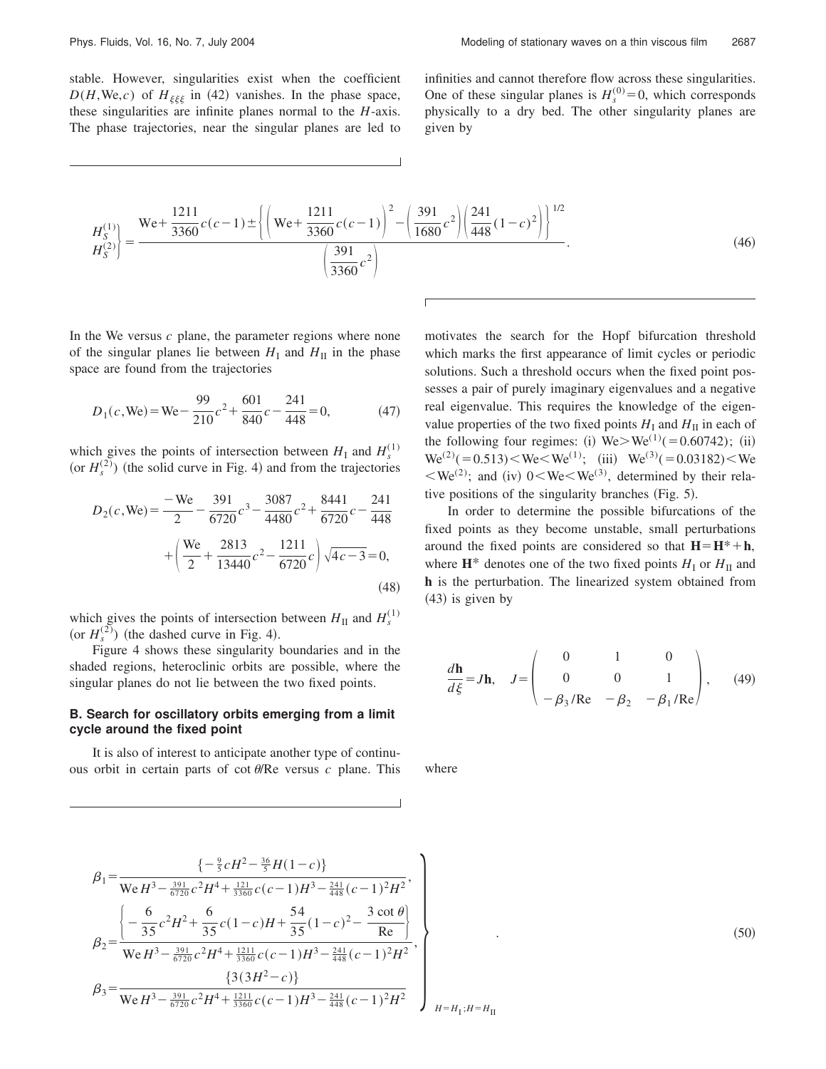stable. However, singularities exist when the coefficient $D(H,\mathrm{We},c)$ of $H_{\xi\xi\xi}$ in (42) vanishes. In the phase space, these singularities are infinite planes normal to the $H$-axis. The phase trajectories, near the singular planes are led to infinities and cannot therefore flow across these singularities. One of these singular planes is $H_s^{(0)}=0$, which corresponds physically to a dry bed. The other singularity planes are given by

$$\left.\begin{matrix} H_S^{(1)} \\ H_S^{(2)} \end{matrix}\right\} = \frac{\mathrm{We}+\frac{1211}{3360}c(c-1)\pm\left\{\left(\mathrm{We}+\frac{1211}{3360}c(c-1)\right)^2-\left(\frac{391}{1680}c^2\right)\left(\frac{241}{448}(1-c)^2\right)\right\}^{1/2}}{\left(\frac{391}{3360}c^2\right)}. \tag{46}$$

In the We versus $c$ plane, the parameter regions where none of the singular planes lie between $H_{\mathrm{I}}$ and $H_{\mathrm{II}}$ in the phase space are found from the trajectories

$$D_1(c,\mathrm{We})=\mathrm{We}-\frac{99}{210}c^2+\frac{601}{840}c-\frac{241}{448}=0, \tag{47}$$

which gives the points of intersection between $H_{\mathrm{I}}$ and $H_s^{(1)}$ (or $H_s^{(2)}$) (the solid curve in Fig. 4) and from the trajectories

$$D_2(c,\mathrm{We})=\frac{-\mathrm{We}}{2}-\frac{391}{6720}c^3-\frac{3087}{4480}c^2+\frac{8441}{6720}c-\frac{241}{448}+\left(\frac{\mathrm{We}}{2}+\frac{2813}{13440}c^2-\frac{1211}{6720}c\right)\sqrt{4c-3}=0, \tag{48}$$

which gives the points of intersection between $H_{\mathrm{II}}$ and $H_s^{(1)}$ (or $H_s^{(2)}$) (the dashed curve in Fig. 4).

Figure 4 shows these singularity boundaries and in the shaded regions, heteroclinic orbits are possible, where the singular planes do not lie between the two fixed points.

### B. Search for oscillatory orbits emerging from a limit cycle around the fixed point

It is also of interest to anticipate another type of continuous orbit in certain parts of $\cot\theta/\mathrm{Re}$ versus $c$ plane. This motivates the search for the Hopf bifurcation threshold which marks the first appearance of limit cycles or periodic solutions. Such a threshold occurs when the fixed point possesses a pair of purely imaginary eigenvalues and a negative real eigenvalue. This requires the knowledge of the eigenvalue properties of the two fixed points $H_{\mathrm{I}}$ and $H_{\mathrm{II}}$ in each of the following four regimes: (i) $\mathrm{We}>\mathrm{We}^{(1)}(=0.60742)$; (ii) $\mathrm{We}^{(2)}(=0.513)<\mathrm{We}<\mathrm{We}^{(1)}$; (iii) $\mathrm{We}^{(3)}(=0.03182)<\mathrm{We}<\mathrm{We}^{(2)}$; and (iv) $0<\mathrm{We}<\mathrm{We}^{(3)}$, determined by their relative positions of the singularity branches (Fig. 5).

In order to determine the possible bifurcations of the fixed points as they become unstable, small perturbations around the fixed points are considered so that $\mathbf{H}=\mathbf{H}^*+\mathbf{h}$, where $\mathbf{H}^*$ denotes one of the two fixed points $H_{\mathrm{I}}$ or $H_{\mathrm{II}}$ and $\mathbf{h}$ is the perturbation. The linearized system obtained from (43) is given by

$$\frac{d\mathbf{h}}{d\xi}=J\mathbf{h},\quad J=\begin{pmatrix} 0 & 1 & 0 \\ 0 & 0 & 1 \\ -\beta_3/\mathrm{Re} & -\beta_2 & -\beta_1/\mathrm{Re}\end{pmatrix}, \tag{49}$$

where

$$\left.\begin{aligned}
\beta_1&=\frac{\left\{-\frac{9}{5}cH^2-\frac{36}{5}H(1-c)\right\}}{\mathrm{We}\,H^3-\frac{391}{6720}c^2H^4+\frac{121}{3360}c(c-1)H^3-\frac{241}{448}(c-1)^2H^2},\\
\beta_2&=\frac{\left\{-\frac{6}{35}c^2H^2+\frac{6}{35}c(1-c)H+\frac{54}{35}(1-c)^2-\frac{3\cot\theta}{\mathrm{Re}}\right\}}{\mathrm{We}\,H^3-\frac{391}{6720}c^2H^4+\frac{1211}{3360}c(c-1)H^3-\frac{241}{448}(c-1)^2H^2},\\
\beta_3&=\frac{\{3(3H^2-c)\}}{\mathrm{We}\,H^3-\frac{391}{6720}c^2H^4+\frac{1211}{3360}c(c-1)H^3-\frac{241}{448}(c-1)^2H^2}
\end{aligned}\right\}_{H=H_{\mathrm{I}};H=H_{\mathrm{II}}}. \tag{50}$$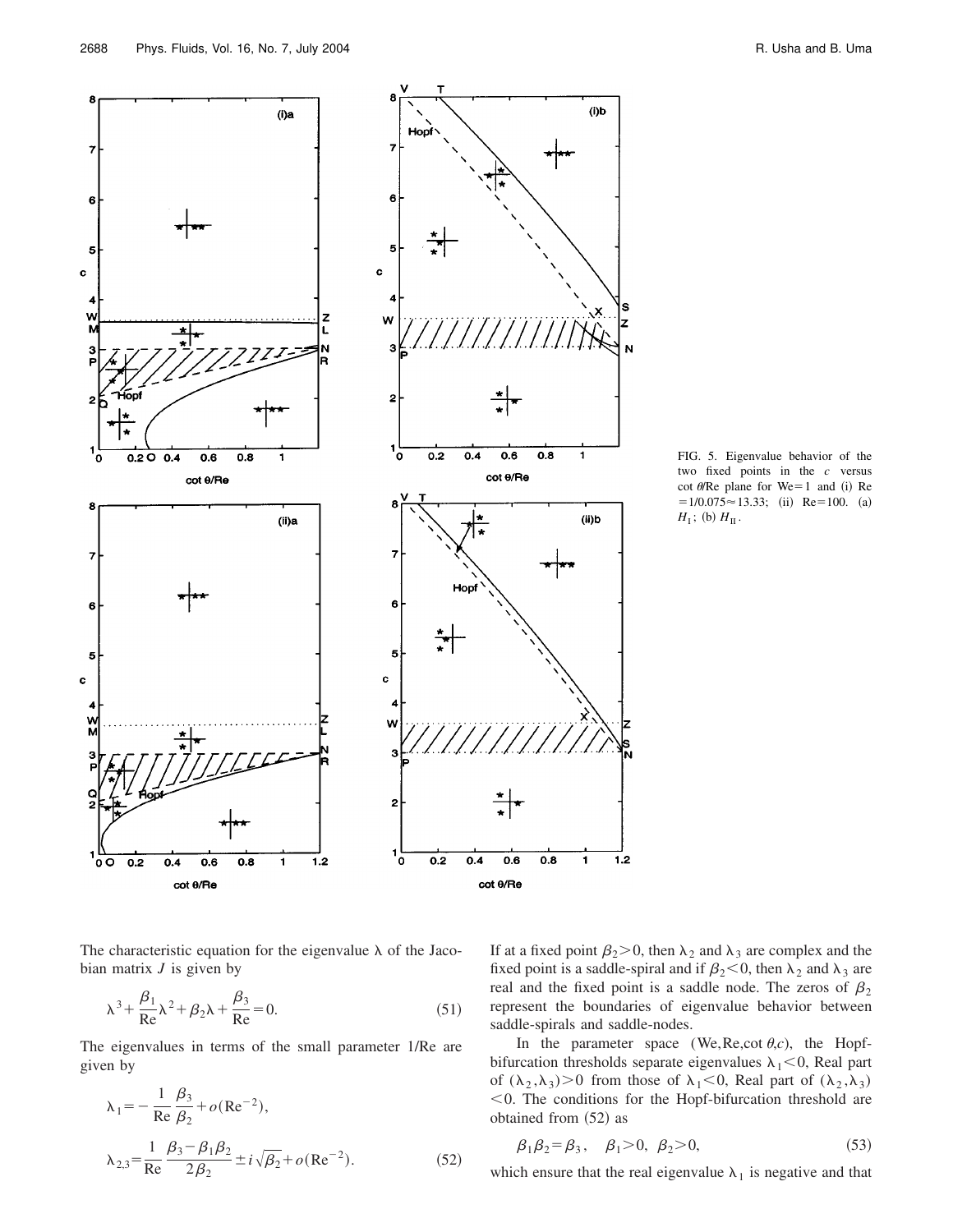FIG. 5. Eigenvalue behavior of the two fixed points in the $c$ versus $\cot\theta/\mathrm{Re}$ plane for We=1 and (i) Re $=1/0.075\approx 13.33$; (ii) Re=100. (a) $H_{\mathrm{I}}$; (b) $H_{\mathrm{II}}$.

The characteristic equation for the eigenvalue $\lambda$ of the Jacobian matrix $J$ is given by

$$\lambda^3+\frac{\beta_1}{\mathrm{Re}}\lambda^2+\beta_2\lambda+\frac{\beta_3}{\mathrm{Re}}=0. \tag{51}$$

The eigenvalues in terms of the small parameter 1/Re are given by

$$\lambda_1=-\frac{1}{\mathrm{Re}}\frac{\beta_3}{\beta_2}+o(\mathrm{Re}^{-2}),$$

$$\lambda_{2,3}=\frac{1}{\mathrm{Re}}\frac{\beta_3-\beta_1\beta_2}{2\beta_2}\pm i\sqrt{\beta_2}+o(\mathrm{Re}^{-2}). \tag{52}$$

If at a fixed point $\beta_2>0$, then $\lambda_2$ and $\lambda_3$ are complex and the fixed point is a saddle-spiral and if $\beta_2<0$, then $\lambda_2$ and $\lambda_3$ are real and the fixed point is a saddle node. The zeros of $\beta_2$ represent the boundaries of eigenvalue behavior between saddle-spirals and saddle-nodes.

In the parameter space $(\mathrm{We},\mathrm{Re},\cot\theta,c)$, the Hopf-bifurcation thresholds separate eigenvalues $\lambda_1<0$, Real part of $(\lambda_2,\lambda_3)>0$ from those of $\lambda_1<0$, Real part of $(\lambda_2,\lambda_3)<0$. The conditions for the Hopf-bifurcation threshold are obtained from (52) as

$$\beta_1\beta_2=\beta_3,\quad \beta_1>0,\quad \beta_2>0, \tag{53}$$

which ensure that the real eigenvalue $\lambda_1$ is negative and that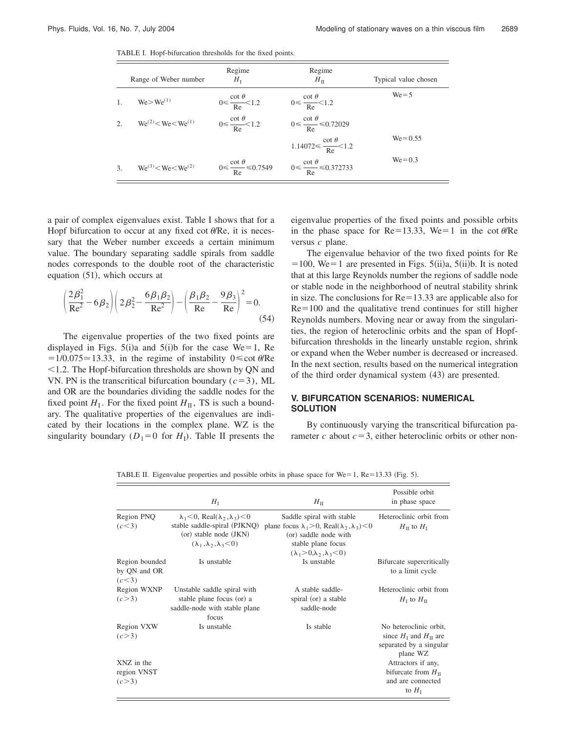TABLE I. Hopf-bifurcation thresholds for the fixed points.

| | Range of Weber number | Regime $H_{\mathrm{I}}$ | Regime $H_{\mathrm{II}}$ | Typical value chosen |
|---|---|---|---|---|
| 1. | $\mathrm{We}>\mathrm{We}^{(1)}$ | $0\leqslant\frac{\cot\theta}{\mathrm{Re}}<1.2$ | $0\leqslant\frac{\cot\theta}{\mathrm{Re}}<1.2$ | We=5 |
| 2. | $\mathrm{We}^{(2)}<\mathrm{We}<\mathrm{We}^{(1)}$ | $0\leqslant\frac{\cot\theta}{\mathrm{Re}}<1.2$ | $0\leqslant\frac{\cot\theta}{\mathrm{Re}}\leqslant 0.72029$ | |
| | | | $1.14072\leqslant\frac{\cot\theta}{\mathrm{Re}}<1.2$ | We=0.55 |
| 3. | $\mathrm{We}^{(3)}<\mathrm{We}<\mathrm{We}^{(2)}$ | $0\leqslant\frac{\cot\theta}{\mathrm{Re}}\leqslant 0.7549$ | $0\leqslant\frac{\cot\theta}{\mathrm{Re}}\leqslant 0.372733$ | We=0.3 |

a pair of complex eigenvalues exist. Table I shows that for a Hopf bifurcation to occur at any fixed $\cot\theta/\mathrm{Re}$, it is necessary that the Weber number exceeds a certain minimum value. The boundary separating saddle spirals from saddle nodes corresponds to the double root of the characteristic equation (51), which occurs at

$$\left(\frac{2\beta_1^2}{\mathrm{Re}^2}-6\beta_2\right)\left(2\beta_2^2-\frac{6\beta_1\beta_2}{\mathrm{Re}^2}\right)-\left(\frac{\beta_1\beta_2}{\mathrm{Re}}-\frac{9\beta_3}{\mathrm{Re}}\right)^2=0. \tag{54}$$

The eigenvalue properties of the two fixed points are displayed in Figs. 5(i)a and 5(i)b for the case We=1, Re $=1/0.075\simeq 13.33$, in the regime of instability $0\leqslant\cot\theta/\mathrm{Re}<1.2$. The Hopf-bifurcation thresholds are shown by QN and VN. PN is the transcritical bifurcation boundary ($c=3$), ML and OR are the boundaries dividing the saddle nodes for the fixed point $H_{\mathrm{I}}$. For the fixed point $H_{\mathrm{II}}$, TS is such a boundary. The qualitative properties of the eigenvalues are indicated by their locations in the complex plane. WZ is the singularity boundary ($D_1=0$ for $H_{\mathrm{I}}$). Table II presents the eigenvalue properties of the fixed points and possible orbits in the phase space for Re=13.33, We=1 in the $\cot\theta/\mathrm{Re}$ versus $c$ plane.

The eigenvalue behavior of the two fixed points for Re $=100$, We=1 are presented in Figs. 5(ii)a, 5(ii)b. It is noted that at this large Reynolds number the regions of saddle node or stable node in the neighborhood of neutral stability shrink in size. The conclusions for Re=13.33 are applicable also for Re=100 and the qualitative trend continues for still higher Reynolds numbers. Moving near or away from the singularities, the region of heteroclinic orbits and the span of Hopf-bifurcation thresholds in the linearly unstable region, shrink or expand when the Weber number is decreased or increased. In the next section, results based on the numerical integration of the third order dynamical system (43) are presented.

## V. BIFURCATION SCENARIOS: NUMERICAL SOLUTION

By continuously varying the transcritical bifurcation parameter $c$ about $c=3$, either heteroclinic orbits or other non-

TABLE II. Eigenvalue properties and possible orbits in phase space for We=1, Re=13.33 (Fig. 5).

| | $H_{\mathrm{I}}$ | $H_{\mathrm{II}}$ | Possible orbit in phase space |
|---|---|---|---|
| Region PNQ ($c<3$) | $\lambda_1<0$, Real$(\lambda_2,\lambda_3)<0$ stable saddle-spiral (PJKNQ) (or) stable node (JKN) ($\lambda_1,\lambda_2,\lambda_3<0$) | Saddle spiral with stable plane focus $\lambda_1>0$, Real$(\lambda_2,\lambda_3)<0$ (or) saddle node with stable plane focus ($\lambda_1>0,\lambda_2,\lambda_3<0$) | Heteroclinic orbit from $H_{\mathrm{II}}$ to $H_{\mathrm{I}}$ |
| Region bounded by QN and OR ($c<3$) | Is unstable | Is unstable | Bifurcate supercritically to a limit cycle |
| Region WXNP ($c>3$) | Unstable saddle spiral with stable plane focus (or) a saddle-node with stable plane focus | A stable saddle-spiral (or) a stable saddle-node | Heteroclinic orbit from $H_{\mathrm{I}}$ to $H_{\mathrm{II}}$ |
| Region VXW ($c>3$) | Is unstable | Is stable | No heteroclinic orbit, since $H_{\mathrm{I}}$ and $H_{\mathrm{II}}$ are separated by a singular plane WZ |
| XNZ in the region VNST ($c>3$) | | | Attractors if any, bifurcate from $H_{\mathrm{II}}$ and are connected to $H_{\mathrm{I}}$ |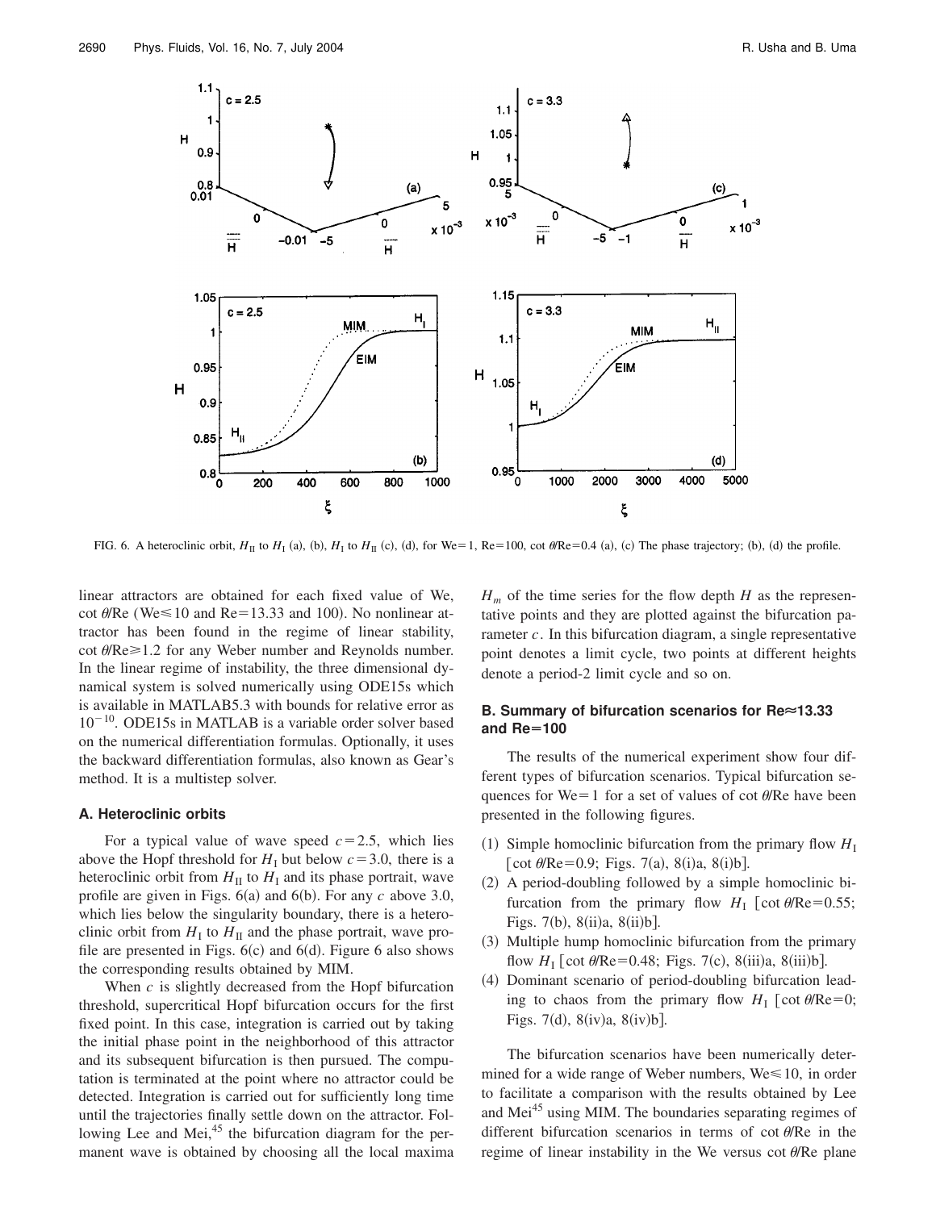FIG. 6. A heteroclinic orbit, $H_{\mathrm{II}}$ to $H_{\mathrm{I}}$ (a), (b), $H_{\mathrm{I}}$ to $H_{\mathrm{II}}$ (c), (d), for We=1, Re=100, $\cot\theta/\mathrm{Re}=0.4$ (a), (c) The phase trajectory; (b), (d) the profile.

linear attractors are obtained for each fixed value of We, $\cot\theta/\mathrm{Re}$ ($\mathrm{We}\leq 10$ and Re=13.33 and 100). No nonlinear attractor has been found in the regime of linear stability, $\cot\theta/\mathrm{Re}\geq 1.2$ for any Weber number and Reynolds number. In the linear regime of instability, the three dimensional dynamical system is solved numerically using ODE15s which is available in MATLAB5.3 with bounds for relative error as $10^{-10}$. ODE15s in MATLAB is a variable order solver based on the numerical differentiation formulas. Optionally, it uses the backward differentiation formulas, also known as Gear's method. It is a multistep solver.

### A. Heteroclinic orbits

For a typical value of wave speed $c=2.5$, which lies above the Hopf threshold for $H_{\mathrm{I}}$ but below $c=3.0$, there is a heteroclinic orbit from $H_{\mathrm{II}}$ to $H_{\mathrm{I}}$ and its phase portrait, wave profile are given in Figs. 6(a) and 6(b). For any $c$ above 3.0, which lies below the singularity boundary, there is a heteroclinic orbit from $H_{\mathrm{I}}$ to $H_{\mathrm{II}}$ and the phase portrait, wave profile are presented in Figs. 6(c) and 6(d). Figure 6 also shows the corresponding results obtained by MIM.

When $c$ is slightly decreased from the Hopf bifurcation threshold, supercritical Hopf bifurcation occurs for the first fixed point. In this case, integration is carried out by taking the initial phase point in the neighborhood of this attractor and its subsequent bifurcation is then pursued. The computation is terminated at the point where no attractor could be detected. Integration is carried out for sufficiently long time until the trajectories finally settle down on the attractor. Following Lee and Mei,[45] the bifurcation diagram for the permanent wave is obtained by choosing all the local maxima $H_m$ of the time series for the flow depth $H$ as the representative points and they are plotted against the bifurcation parameter $c$. In this bifurcation diagram, a single representative point denotes a limit cycle, two points at different heights denote a period-2 limit cycle and so on.

### B. Summary of bifurcation scenarios for Re≈13.33 and Re=100

The results of the numerical experiment show four different types of bifurcation scenarios. Typical bifurcation sequences for We=1 for a set of values of $\cot\theta/\mathrm{Re}$ have been presented in the following figures.

(1) Simple homoclinic bifurcation from the primary flow $H_{\mathrm{I}}$ [$\cot\theta/\mathrm{Re}=0.9$; Figs. 7(a), 8(i)a, 8(i)b].

(2) A period-doubling followed by a simple homoclinic bifurcation from the primary flow $H_{\mathrm{I}}$ [$\cot\theta/\mathrm{Re}=0.55$; Figs. 7(b), 8(ii)a, 8(ii)b].

(3) Multiple hump homoclinic bifurcation from the primary flow $H_{\mathrm{I}}$ [$\cot\theta/\mathrm{Re}=0.48$; Figs. 7(c), 8(iii)a, 8(iii)b].

(4) Dominant scenario of period-doubling bifurcation leading to chaos from the primary flow $H_{\mathrm{I}}$ [$\cot\theta/\mathrm{Re}=0$; Figs. 7(d), 8(iv)a, 8(iv)b].

The bifurcation scenarios have been numerically determined for a wide range of Weber numbers, $\mathrm{We}\leq 10$, in order to facilitate a comparison with the results obtained by Lee and Mei[45] using MIM. The boundaries separating regimes of different bifurcation scenarios in terms of $\cot\theta/\mathrm{Re}$ in the regime of linear instability in the We versus $\cot\theta/\mathrm{Re}$ plane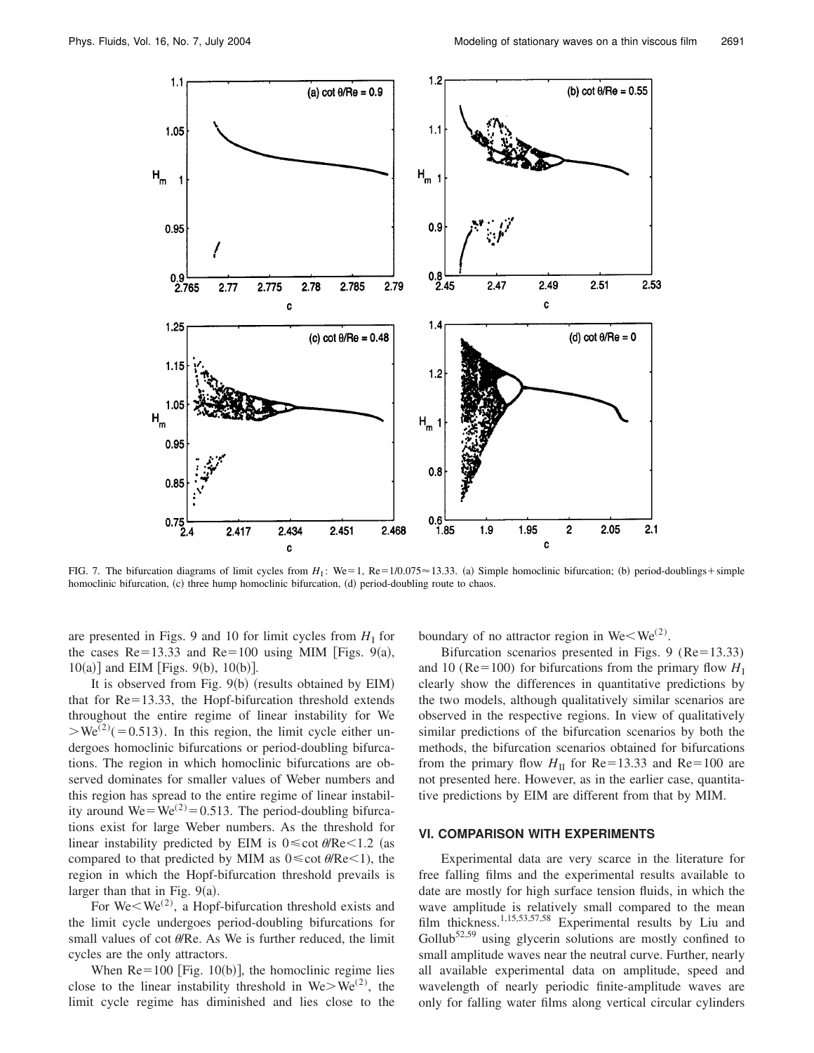FIG. 7. The bifurcation diagrams of limit cycles from $H_I$: We=1, Re=1/0.075≈13.33. (a) Simple homoclinic bifurcation; (b) period-doublings+simple homoclinic bifurcation, (c) three hump homoclinic bifurcation, (d) period-doubling route to chaos.

are presented in Figs. 9 and 10 for limit cycles from $H_I$ for the cases Re=13.33 and Re=100 using MIM [Figs. 9(a), 10(a)] and EIM [Figs. 9(b), 10(b)].

It is observed from Fig. 9(b) (results obtained by EIM) that for Re=13.33, the Hopf-bifurcation threshold extends throughout the entire regime of linear instability for We $>\mathrm{We}^{(2)}(=0.513)$. In this region, the limit cycle either undergoes homoclinic bifurcations or period-doubling bifurcations. The region in which homoclinic bifurcations are observed dominates for smaller values of Weber numbers and this region has spread to the entire regime of linear instability around $\mathrm{We}=\mathrm{We}^{(2)}=0.513$. The period-doubling bifurcations exist for large Weber numbers. As the threshold for linear instability predicted by EIM is $0\leqslant\cot\theta/\mathrm{Re}<1.2$ (as compared to that predicted by MIM as $0\leqslant\cot\theta/\mathrm{Re}<1$), the region in which the Hopf-bifurcation threshold prevails is larger than that in Fig. 9(a).

For $\mathrm{We}<\mathrm{We}^{(2)}$, a Hopf-bifurcation threshold exists and the limit cycle undergoes period-doubling bifurcations for small values of $\cot\theta/\mathrm{Re}$. As We is further reduced, the limit cycles are the only attractors.

When Re=100 [Fig. 10(b)], the homoclinic regime lies close to the linear instability threshold in $\mathrm{We}>\mathrm{We}^{(2)}$, the limit cycle regime has diminished and lies close to the boundary of no attractor region in $\mathrm{We}<\mathrm{We}^{(2)}$.

Bifurcation scenarios presented in Figs. 9 (Re=13.33) and 10 (Re=100) for bifurcations from the primary flow $H_I$ clearly show the differences in quantitative predictions by the two models, although qualitatively similar scenarios are observed in the respective regions. In view of qualitatively similar predictions of the bifurcation scenarios by both the methods, the bifurcation scenarios obtained for bifurcations from the primary flow $H_{II}$ for Re=13.33 and Re=100 are not presented here. However, as in the earlier case, quantitative predictions by EIM are different from that by MIM.

## VI. COMPARISON WITH EXPERIMENTS

Experimental data are very scarce in the literature for free falling films and the experimental results available to date are mostly for high surface tension fluids, in which the wave amplitude is relatively small compared to the mean film thickness.[1,15,53,57,58] Experimental results by Liu and Gollub[52,59] using glycerin solutions are mostly confined to small amplitude waves near the neutral curve. Further, nearly all available experimental data on amplitude, speed and wavelength of nearly periodic finite-amplitude waves are only for falling water films along vertical circular cylinders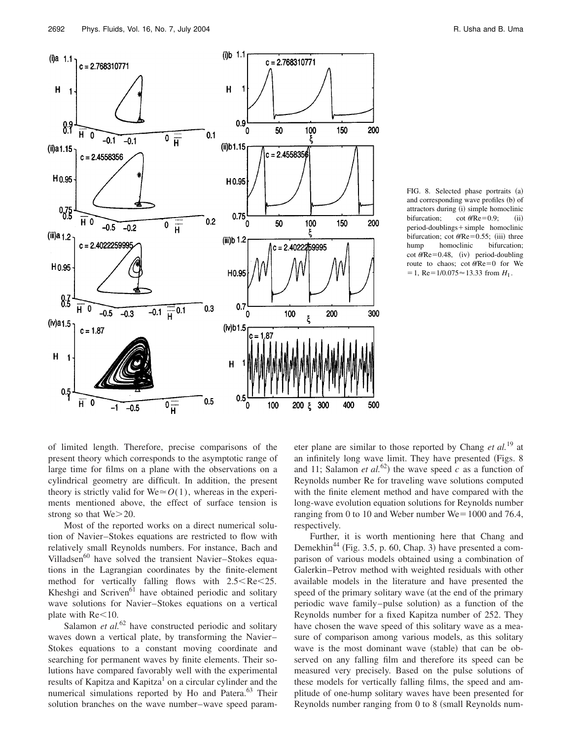FIG. 8. Selected phase portraits (a) and corresponding wave profiles (b) of attractors during (i) simple homoclinic bifurcation; $\cot\theta/\mathrm{Re}=0.9$; (ii) period-doublings + simple homoclinic bifurcation; $\cot\theta/\mathrm{Re}=0.55$; (iii) three hump homoclinic bifurcation; $\cot\theta/\mathrm{Re}=0.48$, (iv) period-doubling route to chaos; $\cot\theta/\mathrm{Re}=0$ for $\mathrm{We}=1$, $\mathrm{Re}=1/0.075\approx 13.33$ from $H_I$.

of limited length. Therefore, precise comparisons of the present theory which corresponds to the asymptotic range of large time for films on a plane with the observations on a cylindrical geometry are difficult. In addition, the present theory is strictly valid for $\mathrm{We}\simeq O(1)$, whereas in the experiments mentioned above, the effect of surface tension is strong so that $\mathrm{We}>20$.

Most of the reported works on a direct numerical solution of Navier–Stokes equations are restricted to flow with relatively small Reynolds numbers. For instance, Bach and Villadsen[60] have solved the transient Navier–Stokes equations in the Lagrangian coordinates by the finite-element method for vertically falling flows with $2.5<\mathrm{Re}<25$. Kheshgi and Scriven[61] have obtained periodic and solitary wave solutions for Navier–Stokes equations on a vertical plate with $\mathrm{Re}<10$.

Salamon *et al.*[62] have constructed periodic and solitary waves down a vertical plate, by transforming the Navier–Stokes equations to a constant moving coordinate and searching for permanent waves by finite elements. Their solutions have compared favorably well with the experimental results of Kapitza and Kapitza[1] on a circular cylinder and the numerical simulations reported by Ho and Patera.[63] Their solution branches on the wave number–wave speed parameter plane are similar to those reported by Chang *et al.*[19] at an infinitely long wave limit. They have presented (Figs. 8 and 11; Salamon *et al.*[62]) the wave speed $c$ as a function of Reynolds number Re for traveling wave solutions computed with the finite element method and have compared with the long-wave evolution equation solutions for Reynolds number ranging from 0 to 10 and Weber number $\mathrm{We}=1000$ and 76.4, respectively.

Further, it is worth mentioning here that Chang and Demekhin[44] (Fig. 3.5, p. 60, Chap. 3) have presented a comparison of various models obtained using a combination of Galerkin–Petrov method with weighted residuals with other available models in the literature and have presented the speed of the primary solitary wave (at the end of the primary periodic wave family–pulse solution) as a function of the Reynolds number for a fixed Kapitza number of 252. They have chosen the wave speed of this solitary wave as a measure of comparison among various models, as this solitary wave is the most dominant wave (stable) that can be observed on any falling film and therefore its speed can be measured very precisely. Based on the pulse solutions of these models for vertically falling films, the speed and amplitude of one-hump solitary waves have been presented for Reynolds number ranging from 0 to 8 (small Reynolds num-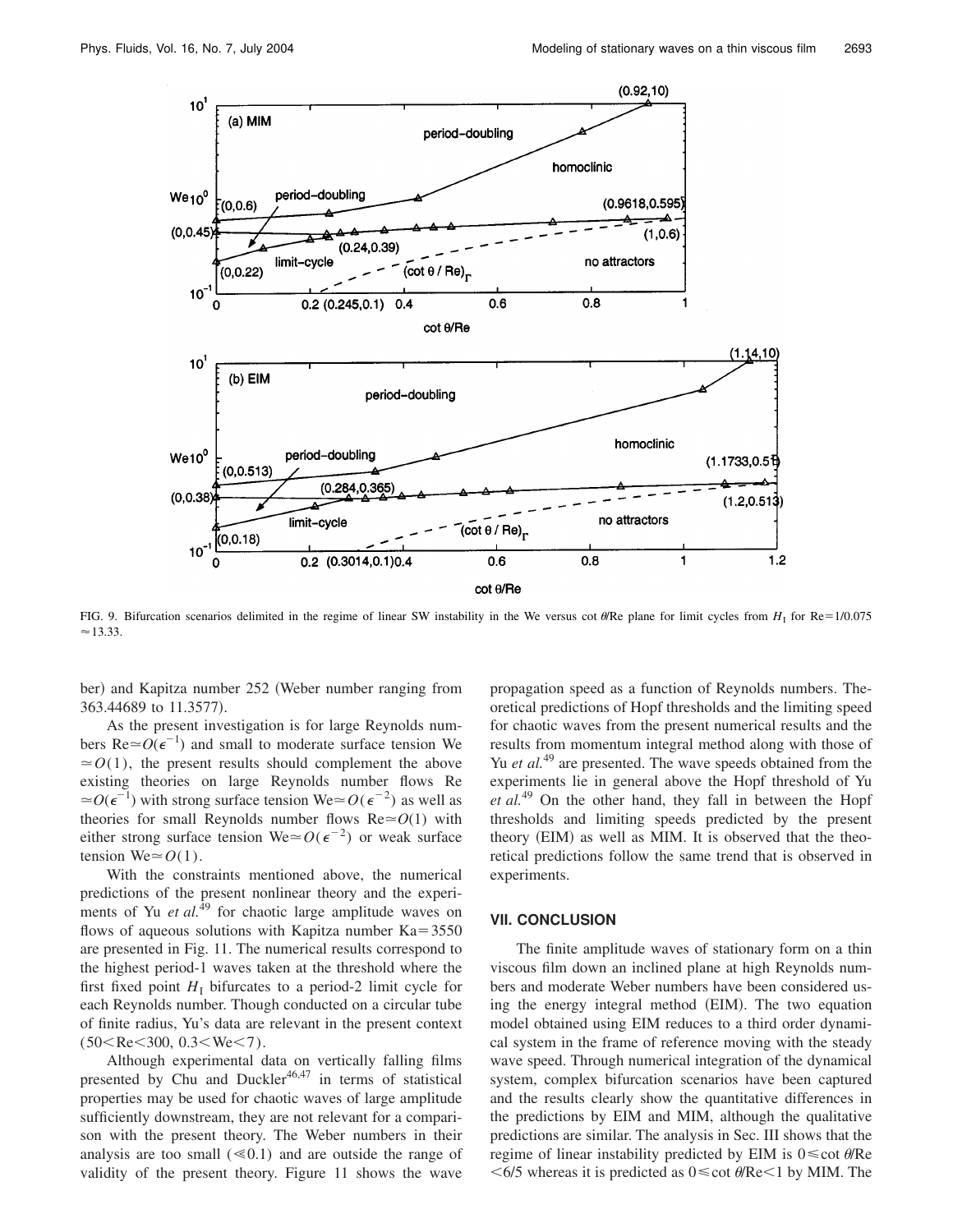FIG. 9. Bifurcation scenarios delimited in the regime of linear SW instability in the We versus cot $\theta$/Re plane for limit cycles from $H_{\mathrm{I}}$ for Re=1/0.075 $\approx$13.33.

ber) and Kapitza number 252 (Weber number ranging from 363.44689 to 11.3577).

As the present investigation is for large Reynolds numbers $\mathrm{Re}\simeq O(\epsilon^{-1})$ and small to moderate surface tension We $\simeq O(1)$, the present results should complement the above existing theories on large Reynolds number flows Re $\simeq O(\epsilon^{-1})$ with strong surface tension $\mathrm{We}\simeq O(\epsilon^{-2})$ as well as theories for small Reynolds number flows $\mathrm{Re}\simeq O(1)$ with either strong surface tension $\mathrm{We}\simeq O(\epsilon^{-2})$ or weak surface tension $\mathrm{We}\simeq O(1)$.

With the constraints mentioned above, the numerical predictions of the present nonlinear theory and the experiments of Yu *et al.*[49] for chaotic large amplitude waves on flows of aqueous solutions with Kapitza number Ka=3550 are presented in Fig. 11. The numerical results correspond to the highest period-1 waves taken at the threshold where the first fixed point $H_{\mathrm{I}}$ bifurcates to a period-2 limit cycle for each Reynolds number. Though conducted on a circular tube of finite radius, Yu's data are relevant in the present context ($50<\mathrm{Re}<300$, $0.3<\mathrm{We}<7$).

Although experimental data on vertically falling films presented by Chu and Duckler[46,47] in terms of statistical properties may be used for chaotic waves of large amplitude sufficiently downstream, they are not relevant for a comparison with the present theory. The Weber numbers in their analysis are too small ($\leqslant 0.1$) and are outside the range of validity of the present theory. Figure 11 shows the wave propagation speed as a function of Reynolds numbers. Theoretical predictions of Hopf thresholds and the limiting speed for chaotic waves from the present numerical results and the results from momentum integral method along with those of Yu *et al.*[49] are presented. The wave speeds obtained from the experiments lie in general above the Hopf threshold of Yu *et al.*[49] On the other hand, they fall in between the Hopf thresholds and limiting speeds predicted by the present theory (EIM) as well as MIM. It is observed that the theoretical predictions follow the same trend that is observed in experiments.

## VII. CONCLUSION

The finite amplitude waves of stationary form on a thin viscous film down an inclined plane at high Reynolds numbers and moderate Weber numbers have been considered using the energy integral method (EIM). The two equation model obtained using EIM reduces to a third order dynamical system in the frame of reference moving with the steady wave speed. Through numerical integration of the dynamical system, complex bifurcation scenarios have been captured and the results clearly show the quantitative differences in the predictions by EIM and MIM, although the qualitative predictions are similar. The analysis in Sec. III shows that the regime of linear instability predicted by EIM is $0\leqslant\cot\theta/\mathrm{Re}<6/5$ whereas it is predicted as $0\leqslant\cot\theta/\mathrm{Re}<1$ by MIM. The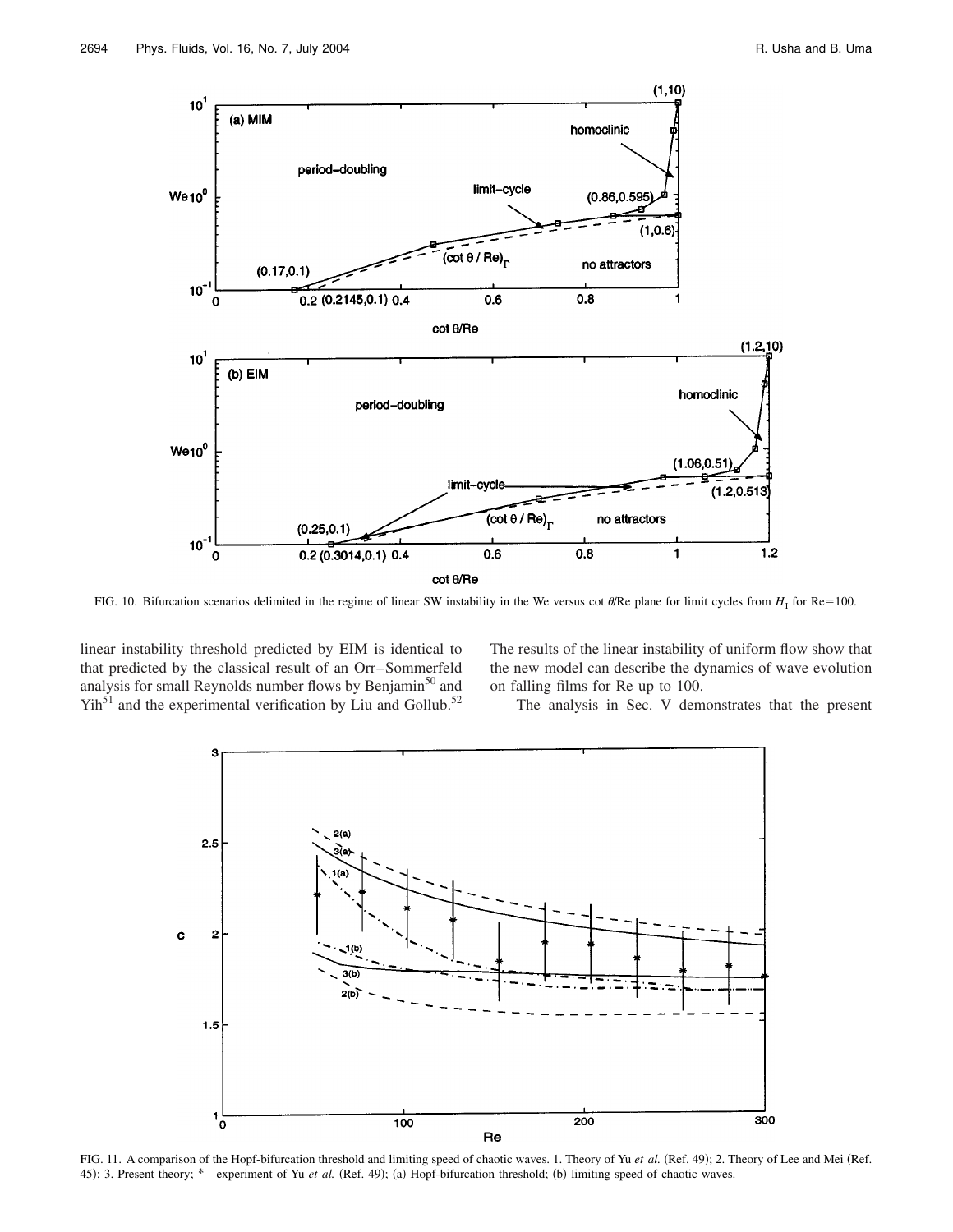FIG. 10. Bifurcation scenarios delimited in the regime of linear SW instability in the We versus cot $\theta$/Re plane for limit cycles from $H_1$ for Re=100.

linear instability threshold predicted by EIM is identical to that predicted by the classical result of an Orr–Sommerfeld analysis for small Reynolds number flows by Benjamin[50] and Yih[51] and the experimental verification by Liu and Gollub.[52] The results of the linear instability of uniform flow show that the new model can describe the dynamics of wave evolution on falling films for Re up to 100.

The analysis in Sec. V demonstrates that the present

FIG. 11. A comparison of the Hopf-bifurcation threshold and limiting speed of chaotic waves. 1. Theory of Yu *et al.* (Ref. 49); 2. Theory of Lee and Mei (Ref. 45); 3. Present theory; *—experiment of Yu *et al.* (Ref. 49); (a) Hopf-bifurcation threshold; (b) limiting speed of chaotic waves.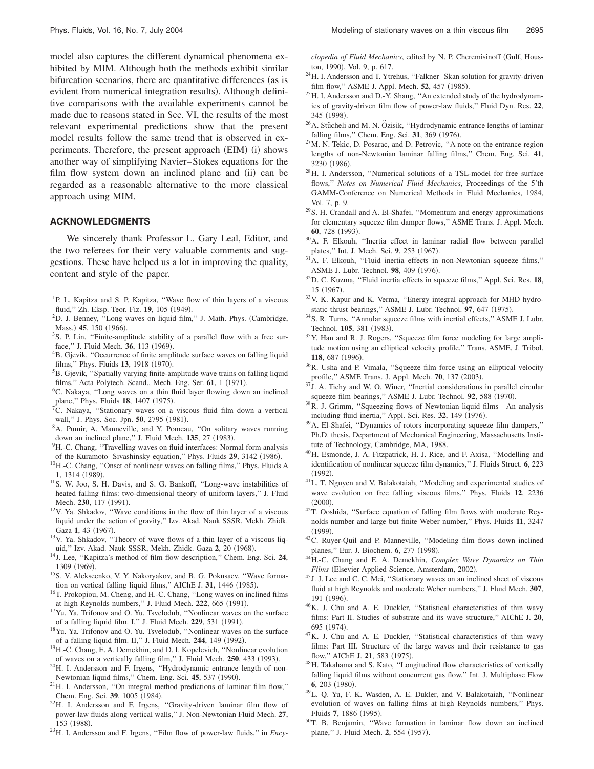model also captures the different dynamical phenomena exhibited by MIM. Although both the methods exhibit similar bifurcation scenarios, there are quantitative differences (as is evident from numerical integration results). Although definitive comparisons with the available experiments cannot be made due to reasons stated in Sec. VI, the results of the most relevant experimental predictions show that the present model results follow the same trend that is observed in experiments. Therefore, the present approach (EIM) (i) shows another way of simplifying Navier–Stokes equations for the film flow system down an inclined plane and (ii) can be regarded as a reasonable alternative to the more classical approach using MIM.

## ACKNOWLEDGMENTS

We sincerely thank Professor L. Gary Leal, Editor, and the two referees for their very valuable comments and suggestions. These have helped us a lot in improving the quality, content and style of the paper.

[1] P. L. Kapitza and S. P. Kapitza, "Wave flow of thin layers of a viscous fluid," Zh. Eksp. Teor. Fiz. **19**, 105 (1949).

[2] D. J. Benney, "Long waves on liquid film," J. Math. Phys. (Cambridge, Mass.) **45**, 150 (1966).

[3] S. P. Lin, "Finite-amplitude stability of a parallel flow with a free surface," J. Fluid Mech. **36**, 113 (1969).

[4] B. Gjevik, "Occurrence of finite amplitude surface waves on falling liquid films," Phys. Fluids **13**, 1918 (1970).

[5] B. Gjevik, "Spatially varying finite-amplitude wave trains on falling liquid films," Acta Polytech. Scand., Mech. Eng. Ser. **61**, 1 (1971).

[6] C. Nakaya, "Long waves on a thin fluid layer flowing down an inclined plane," Phys. Fluids **18**, 1407 (1975).

[7] C. Nakaya, "Stationary waves on a viscous fluid film down a vertical wall," J. Phys. Soc. Jpn. **50**, 2795 (1981).

[8] A. Pumir, A. Manneville, and Y. Pomeau, "On solitary waves running down an inclined plane," J. Fluid Mech. **135**, 27 (1983).

[9] H.-C. Chang, "Travelling waves on fluid interfaces: Normal form analysis of the Kuramoto–Sivashinsky equation," Phys. Fluids **29**, 3142 (1986).

[10] H.-C. Chang, "Onset of nonlinear waves on falling films," Phys. Fluids A **1**, 1314 (1989).

[11] S. W. Joo, S. H. Davis, and S. G. Bankoff, "Long-wave instabilities of heated falling films: two-dimensional theory of uniform layers," J. Fluid Mech. **230**, 117 (1991).

[12] V. Ya. Shkadov, "Wave conditions in the flow of thin layer of a viscous liquid under the action of gravity," Izv. Akad. Nauk SSSR, Mekh. Zhidk. Gaza **1**, 43 (1967).

[13] V. Ya. Shkadov, "Theory of wave flows of a thin layer of a viscous liquid," Izv. Akad. Nauk SSSR, Mekh. Zhidk. Gaza **2**, 20 (1968).

[14] J. Lee, "Kapitza's method of film flow description," Chem. Eng. Sci. **24**, 1309 (1969).

[15] S. V. Alekseenko, V. Y. Nakoryakov, and B. G. Pokusaev, "Wave formation on vertical falling liquid films," AIChE J. **31**, 1446 (1985).

[16] T. Prokopiou, M. Cheng, and H.-C. Chang, "Long waves on inclined films at high Reynolds numbers," J. Fluid Mech. **222**, 665 (1991).

[17] Yu. Ya. Trifonov and O. Yu. Tsvelodub, "Nonlinear waves on the surface of a falling liquid film. I," J. Fluid Mech. **229**, 531 (1991).

[18] Yu. Ya. Trifonov and O. Yu. Tsvelodub, "Nonlinear waves on the surface of a falling liquid film. II," J. Fluid Mech. **244**, 149 (1992).

[19] H.-C. Chang, E. A. Demekhin, and D. I. Kopelevich, "Nonlinear evolution of waves on a vertically falling film," J. Fluid Mech. **250**, 433 (1993).

[20] H. I. Andersson and F. Irgens, "Hydrodynamic entrance length of non-Newtonian liquid films," Chem. Eng. Sci. **45**, 537 (1990).

[21] H. I. Andersson, "On integral method predictions of laminar film flow," Chem. Eng. Sci. **39**, 1005 (1984).

[22] H. I. Andersson and F. Irgens, "Gravity-driven laminar film flow of power-law fluids along vertical walls," J. Non-Newtonian Fluid Mech. **27**, 153 (1988).

[23] H. I. Andersson and F. Irgens, "Film flow of power-law fluids," in *Encyclopedia of Fluid Mechanics*, edited by N. P. Cheremisinoff (Gulf, Houston, 1990), Vol. 9, p. 617.

[24] H. I. Andersson and T. Ytrehus, "Falkner–Skan solution for gravity-driven film flow," ASME J. Appl. Mech. **52**, 457 (1985).

[25] H. I. Andersson and D.-Y. Shang, "An extended study of the hydrodynamics of gravity-driven film flow of power-law fluids," Fluid Dyn. Res. **22**, 345 (1998).

[26] A. Stücheli and M. N. Özisik, "Hydrodynamic entrance lengths of laminar falling films," Chem. Eng. Sci. **31**, 369 (1976).

[27] M. N. Tekic, D. Posarac, and D. Petrovic, "A note on the entrance region lengths of non-Newtonian laminar falling films," Chem. Eng. Sci. **41**, 3230 (1986).

[28] H. I. Andersson, "Numerical solutions of a TSL-model for free surface flows," *Notes on Numerical Fluid Mechanics*, Proceedings of the 5'th GAMM-Conference on Numerical Methods in Fluid Mechanics, 1984, Vol. 7, p. 9.

[29] S. H. Crandall and A. El-Shafei, "Momentum and energy approximations for elementary squeeze film damper flows," ASME Trans. J. Appl. Mech. **60**, 728 (1993).

[30] A. F. Elkouh, "Inertia effect in laminar radial flow between parallel plates," Int. J. Mech. Sci. **9**, 253 (1967).

[31] A. F. Elkouh, "Fluid inertia effects in non-Newtonian squeeze films," ASME J. Lubr. Technol. **98**, 409 (1976).

[32] D. C. Kuzma, "Fluid inertia effects in squeeze films," Appl. Sci. Res. **18**, 15 (1967).

[33] V. K. Kapur and K. Verma, "Energy integral approach for MHD hydrostatic thrust bearings," ASME J. Lubr. Technol. **97**, 647 (1975).

[34] S. R. Turns, "Annular squeeze films with inertial effects," ASME J. Lubr. Technol. **105**, 381 (1983).

[35] Y. Han and R. J. Rogers, "Squeeze film force modeling for large amplitude motion using an elliptical velocity profile," Trans. ASME, J. Tribol. **118**, 687 (1996).

[36] R. Usha and P. Vimala, "Squeeze film force using an elliptical velocity profile," ASME Trans. J. Appl. Mech. **70**, 137 (2003).

[37] J. A. Tichy and W. O. Winer, "Inertial considerations in parallel circular squeeze film bearings," ASME J. Lubr. Technol. **92**, 588 (1970).

[38] R. J. Grimm, "Squeezing flows of Newtonian liquid films—An analysis including fluid inertia," Appl. Sci. Res. **32**, 149 (1976).

[39] A. El-Shafei, "Dynamics of rotors incorporating squeeze film dampers," Ph.D. thesis, Department of Mechanical Engineering, Massachusetts Institute of Technology, Cambridge, MA, 1988.

[40] H. Esmonde, J. A. Fitzpatrick, H. J. Rice, and F. Axisa, "Modelling and identification of nonlinear squeeze film dynamics," J. Fluids Struct. **6**, 223 (1992).

[41] L. T. Nguyen and V. Balakotaiah, "Modeling and experimental studies of wave evolution on free falling viscous films," Phys. Fluids **12**, 2236 (2000).

[42] T. Ooshida, "Surface equation of falling film flows with moderate Reynolds number and large but finite Weber number," Phys. Fluids **11**, 3247 (1999).

[43] C. Ruyer-Quil and P. Manneville, "Modeling film flows down inclined planes," Eur. J. Biochem. **6**, 277 (1998).

[44] H.-C. Chang and E. A. Demekhin, *Complex Wave Dynamics on Thin Films* (Elsevier Applied Science, Amsterdam, 2002).

[45] J. J. Lee and C. C. Mei, "Stationary waves on an inclined sheet of viscous fluid at high Reynolds and moderate Weber numbers," J. Fluid Mech. **307**, 191 (1996).

[46] K. J. Chu and A. E. Duckler, "Statistical characteristics of thin wavy films: Part II. Studies of substrate and its wave structure," AIChE J. **20**, 695 (1974).

[47] K. J. Chu and A. E. Duckler, "Statistical characteristics of thin wavy films: Part III. Structure of the large waves and their resistance to gas flow," AIChE J. **21**, 583 (1975).

[48] H. Takahama and S. Kato, "Longitudinal flow characteristics of vertically falling liquid films without concurrent gas flow," Int. J. Multiphase Flow **6**, 203 (1980).

[49] L. Q. Yu, F. K. Wasden, A. E. Dukler, and V. Balakotaiah, "Nonlinear evolution of waves on falling films at high Reynolds numbers," Phys. Fluids **7**, 1886 (1995).

[50] T. B. Benjamin, "Wave formation in laminar flow down an inclined plane," J. Fluid Mech. **2**, 554 (1957).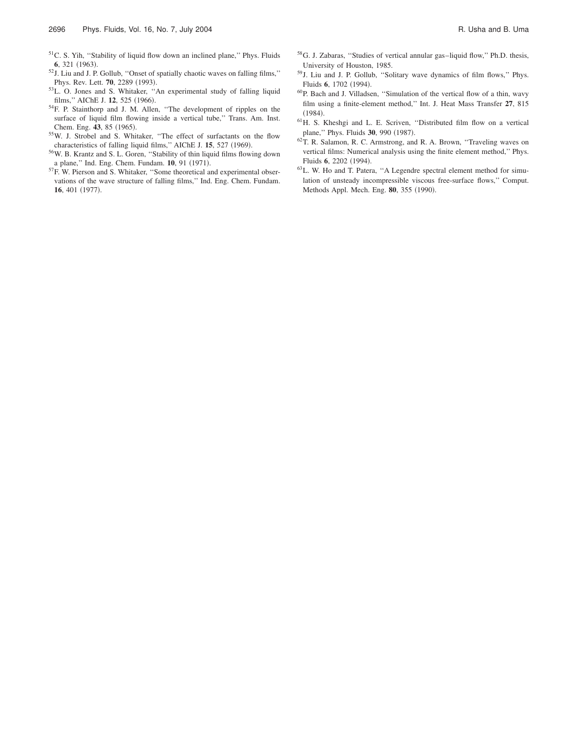[51] C. S. Yih, "Stability of liquid flow down an inclined plane," Phys. Fluids **6**, 321 (1963).

[52] J. Liu and J. P. Gollub, "Onset of spatially chaotic waves on falling films," Phys. Rev. Lett. **70**, 2289 (1993).

[53] L. O. Jones and S. Whitaker, "An experimental study of falling liquid films," AIChE J. **12**, 525 (1966).

[54] F. P. Stainthorp and J. M. Allen, "The development of ripples on the surface of liquid film flowing inside a vertical tube," Trans. Am. Inst. Chem. Eng. **43**, 85 (1965).

[55] W. J. Strobel and S. Whitaker, "The effect of surfactants on the flow characteristics of falling liquid films," AIChE J. **15**, 527 (1969).

[56] W. B. Krantz and S. L. Goren, "Stability of thin liquid films flowing down a plane," Ind. Eng. Chem. Fundam. **10**, 91 (1971).

[57] F. W. Pierson and S. Whitaker, "Some theoretical and experimental observations of the wave structure of falling films," Ind. Eng. Chem. Fundam. **16**, 401 (1977).

[58] G. J. Zabaras, "Studies of vertical annular gas–liquid flow," Ph.D. thesis, University of Houston, 1985.

[59] J. Liu and J. P. Gollub, "Solitary wave dynamics of film flows," Phys. Fluids **6**, 1702 (1994).

[60] P. Bach and J. Villadsen, "Simulation of the vertical flow of a thin, wavy film using a finite-element method," Int. J. Heat Mass Transfer **27**, 815 (1984).

[61] H. S. Kheshgi and L. E. Scriven, "Distributed film flow on a vertical plane," Phys. Fluids **30**, 990 (1987).

[62] T. R. Salamon, R. C. Armstrong, and R. A. Brown, "Traveling waves on vertical films: Numerical analysis using the finite element method," Phys. Fluids **6**, 2202 (1994).

[63] L. W. Ho and T. Patera, "A Legendre spectral element method for simulation of unsteady incompressible viscous free-surface flows," Comput. Methods Appl. Mech. Eng. **80**, 355 (1990).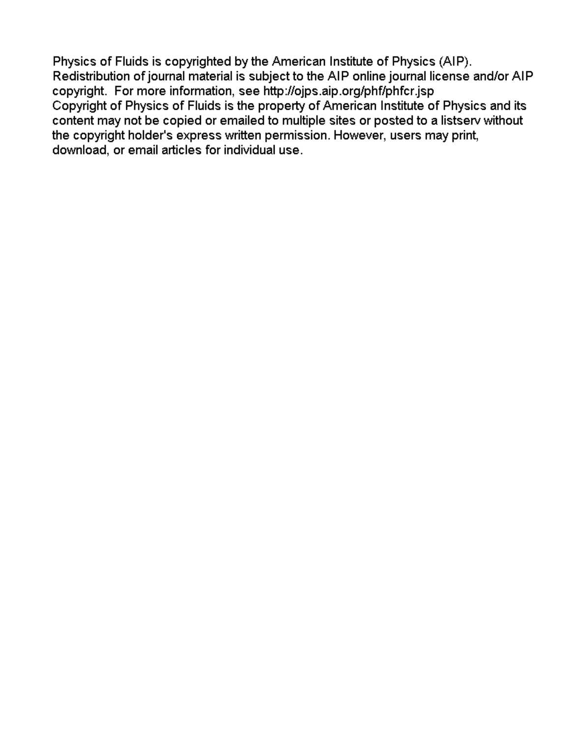Physics of Fluids is copyrighted by the American Institute of Physics (AIP). Redistribution of journal material is subject to the AIP online journal license and/or AIP copyright. For more information, see http://ojps.aip.org/phf/phfcr.jsp
Copyright of Physics of Fluids is the property of American Institute of Physics and its content may not be copied or emailed to multiple sites or posted to a listserv without the copyright holder's express written permission. However, users may print, download, or email articles for individual use.